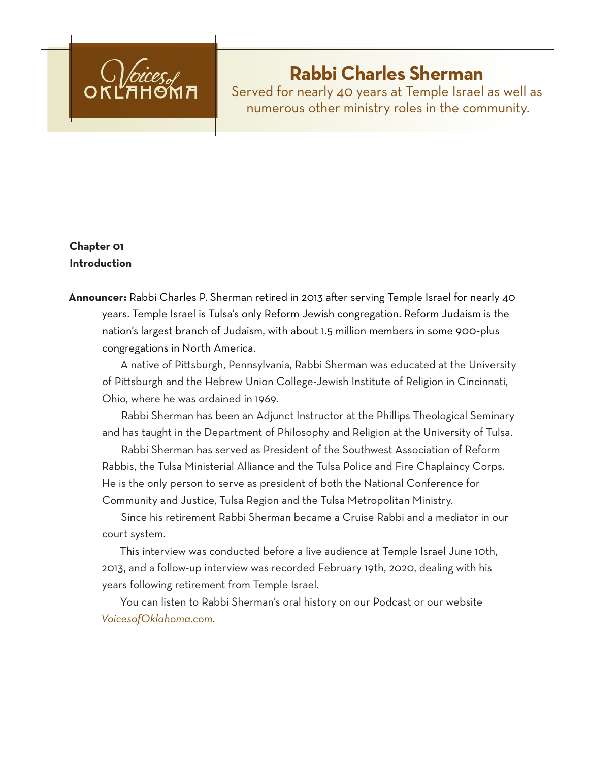Voices of OKLAHOMA

# Rabbi Charles Sherman

Served for nearly 40 years at Temple Israel as well as numerous other ministry roles in the community.

## Chapter 01
## Introduction

**Announcer:** Rabbi Charles P. Sherman retired in 2013 after serving Temple Israel for nearly 40 years. Temple Israel is Tulsa's only Reform Jewish congregation. Reform Judaism is the nation's largest branch of Judaism, with about 1.5 million members in some 900-plus congregations in North America.

A native of Pittsburgh, Pennsylvania, Rabbi Sherman was educated at the University of Pittsburgh and the Hebrew Union College-Jewish Institute of Religion in Cincinnati, Ohio, where he was ordained in 1969.

Rabbi Sherman has been an Adjunct Instructor at the Phillips Theological Seminary and has taught in the Department of Philosophy and Religion at the University of Tulsa.

Rabbi Sherman has served as President of the Southwest Association of Reform Rabbis, the Tulsa Ministerial Alliance and the Tulsa Police and Fire Chaplaincy Corps. He is the only person to serve as president of both the National Conference for Community and Justice, Tulsa Region and the Tulsa Metropolitan Ministry.

Since his retirement Rabbi Sherman became a Cruise Rabbi and a mediator in our court system.

This interview was conducted before a live audience at Temple Israel June 10th, 2013, and a follow-up interview was recorded February 19th, 2020, dealing with his years following retirement from Temple Israel.

You can listen to Rabbi Sherman's oral history on our Podcast or our website *VoicesofOklahoma.com*.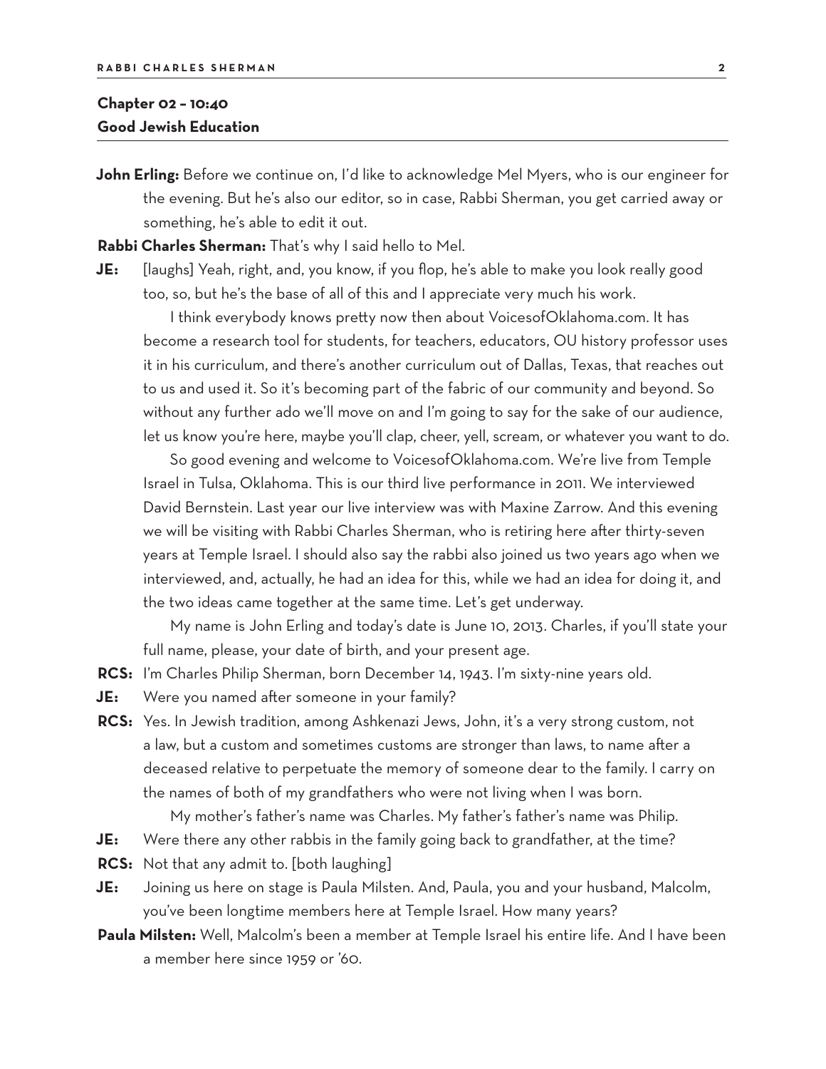## Chapter 02 – 10:40
## Good Jewish Education

**John Erling:** Before we continue on, I'd like to acknowledge Mel Myers, who is our engineer for the evening. But he's also our editor, so in case, Rabbi Sherman, you get carried away or something, he's able to edit it out.

**Rabbi Charles Sherman:** That's why I said hello to Mel.

**JE:** [laughs] Yeah, right, and, you know, if you flop, he's able to make you look really good too, so, but he's the base of all of this and I appreciate very much his work.

I think everybody knows pretty now then about VoicesofOklahoma.com. It has become a research tool for students, for teachers, educators, OU history professor uses it in his curriculum, and there's another curriculum out of Dallas, Texas, that reaches out to us and used it. So it's becoming part of the fabric of our community and beyond. So without any further ado we'll move on and I'm going to say for the sake of our audience, let us know you're here, maybe you'll clap, cheer, yell, scream, or whatever you want to do.

So good evening and welcome to VoicesofOklahoma.com. We're live from Temple Israel in Tulsa, Oklahoma. This is our third live performance in 2011. We interviewed David Bernstein. Last year our live interview was with Maxine Zarrow. And this evening we will be visiting with Rabbi Charles Sherman, who is retiring here after thirty-seven years at Temple Israel. I should also say the rabbi also joined us two years ago when we interviewed, and, actually, he had an idea for this, while we had an idea for doing it, and the two ideas came together at the same time. Let's get underway.

My name is John Erling and today's date is June 10, 2013. Charles, if you'll state your full name, please, your date of birth, and your present age.

**RCS:** I'm Charles Philip Sherman, born December 14, 1943. I'm sixty-nine years old.

**JE:** Were you named after someone in your family?

**RCS:** Yes. In Jewish tradition, among Ashkenazi Jews, John, it's a very strong custom, not a law, but a custom and sometimes customs are stronger than laws, to name after a deceased relative to perpetuate the memory of someone dear to the family. I carry on the names of both of my grandfathers who were not living when I was born.

My mother's father's name was Charles. My father's father's name was Philip.

**JE:** Were there any other rabbis in the family going back to grandfather, at the time?

**RCS:** Not that any admit to. [both laughing]

**JE:** Joining us here on stage is Paula Milsten. And, Paula, you and your husband, Malcolm, you've been longtime members here at Temple Israel. How many years?

**Paula Milsten:** Well, Malcolm's been a member at Temple Israel his entire life. And I have been a member here since 1959 or '60.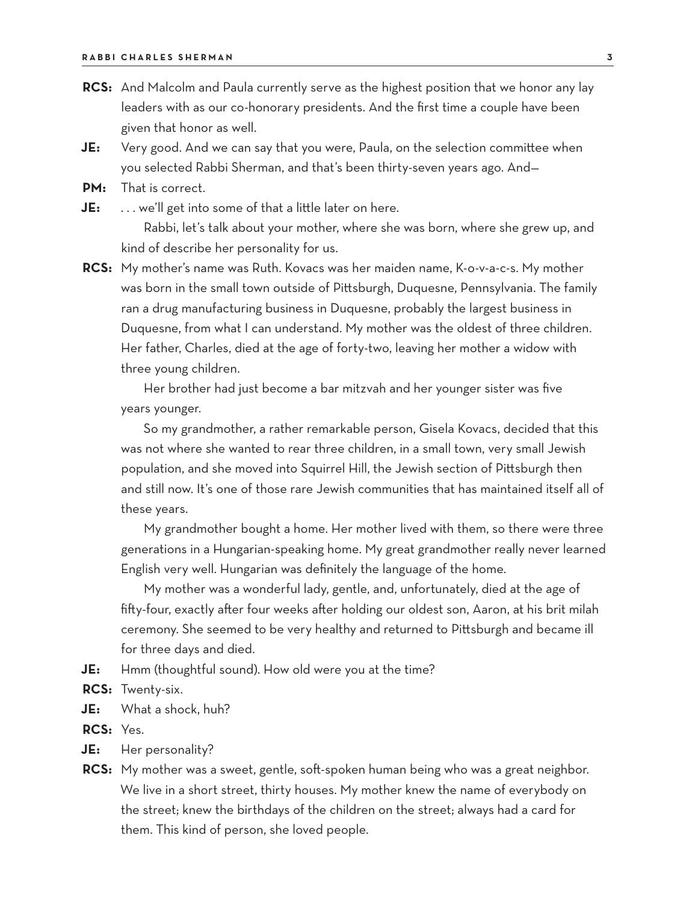**RCS:** And Malcolm and Paula currently serve as the highest position that we honor any lay leaders with as our co-honorary presidents. And the first time a couple have been given that honor as well.

**JE:** Very good. And we can say that you were, Paula, on the selection committee when you selected Rabbi Sherman, and that's been thirty-seven years ago. And—

**PM:** That is correct.

**JE:** . . . we'll get into some of that a little later on here.

Rabbi, let's talk about your mother, where she was born, where she grew up, and kind of describe her personality for us.

**RCS:** My mother's name was Ruth. Kovacs was her maiden name, K-o-v-a-c-s. My mother was born in the small town outside of Pittsburgh, Duquesne, Pennsylvania. The family ran a drug manufacturing business in Duquesne, probably the largest business in Duquesne, from what I can understand. My mother was the oldest of three children. Her father, Charles, died at the age of forty-two, leaving her mother a widow with three young children.

Her brother had just become a bar mitzvah and her younger sister was five years younger.

So my grandmother, a rather remarkable person, Gisela Kovacs, decided that this was not where she wanted to rear three children, in a small town, very small Jewish population, and she moved into Squirrel Hill, the Jewish section of Pittsburgh then and still now. It's one of those rare Jewish communities that has maintained itself all of these years.

My grandmother bought a home. Her mother lived with them, so there were three generations in a Hungarian-speaking home. My great grandmother really never learned English very well. Hungarian was definitely the language of the home.

My mother was a wonderful lady, gentle, and, unfortunately, died at the age of fifty-four, exactly after four weeks after holding our oldest son, Aaron, at his brit milah ceremony. She seemed to be very healthy and returned to Pittsburgh and became ill for three days and died.

**JE:** Hmm (thoughtful sound). How old were you at the time?

**RCS:** Twenty-six.

**JE:** What a shock, huh?

**RCS:** Yes.

**JE:** Her personality?

**RCS:** My mother was a sweet, gentle, soft-spoken human being who was a great neighbor. We live in a short street, thirty houses. My mother knew the name of everybody on the street; knew the birthdays of the children on the street; always had a card for them. This kind of person, she loved people.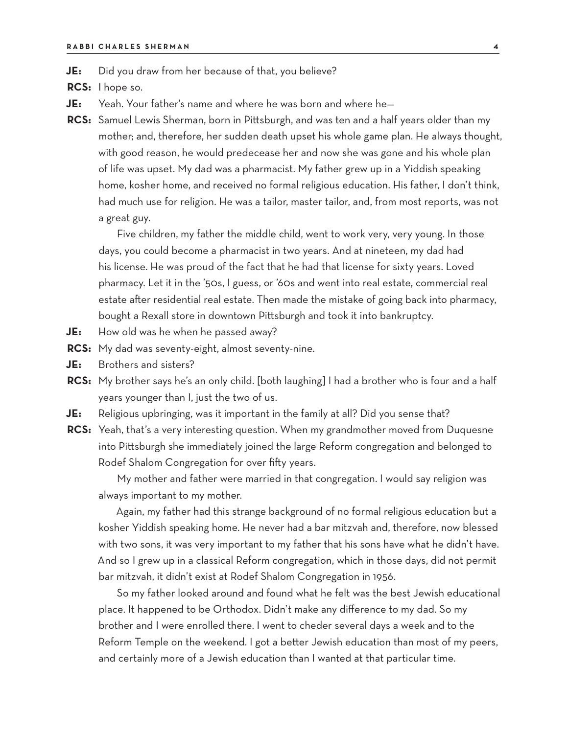**JE:** Did you draw from her because of that, you believe?

**RCS:** I hope so.

**JE:** Yeah. Your father's name and where he was born and where he—

**RCS:** Samuel Lewis Sherman, born in Pittsburgh, and was ten and a half years older than my mother; and, therefore, her sudden death upset his whole game plan. He always thought, with good reason, he would predecease her and now she was gone and his whole plan of life was upset. My dad was a pharmacist. My father grew up in a Yiddish speaking home, kosher home, and received no formal religious education. His father, I don't think, had much use for religion. He was a tailor, master tailor, and, from most reports, was not a great guy.

Five children, my father the middle child, went to work very, very young. In those days, you could become a pharmacist in two years. And at nineteen, my dad had his license. He was proud of the fact that he had that license for sixty years. Loved pharmacy. Let it in the '50s, I guess, or '60s and went into real estate, commercial real estate after residential real estate. Then made the mistake of going back into pharmacy, bought a Rexall store in downtown Pittsburgh and took it into bankruptcy.

**JE:** How old was he when he passed away?

**RCS:** My dad was seventy-eight, almost seventy-nine.

**JE:** Brothers and sisters?

**RCS:** My brother says he's an only child. [both laughing] I had a brother who is four and a half years younger than I, just the two of us.

**JE:** Religious upbringing, was it important in the family at all? Did you sense that?

**RCS:** Yeah, that's a very interesting question. When my grandmother moved from Duquesne into Pittsburgh she immediately joined the large Reform congregation and belonged to Rodef Shalom Congregation for over fifty years.

My mother and father were married in that congregation. I would say religion was always important to my mother.

Again, my father had this strange background of no formal religious education but a kosher Yiddish speaking home. He never had a bar mitzvah and, therefore, now blessed with two sons, it was very important to my father that his sons have what he didn't have. And so I grew up in a classical Reform congregation, which in those days, did not permit bar mitzvah, it didn't exist at Rodef Shalom Congregation in 1956.

So my father looked around and found what he felt was the best Jewish educational place. It happened to be Orthodox. Didn't make any difference to my dad. So my brother and I were enrolled there. I went to cheder several days a week and to the Reform Temple on the weekend. I got a better Jewish education than most of my peers, and certainly more of a Jewish education than I wanted at that particular time.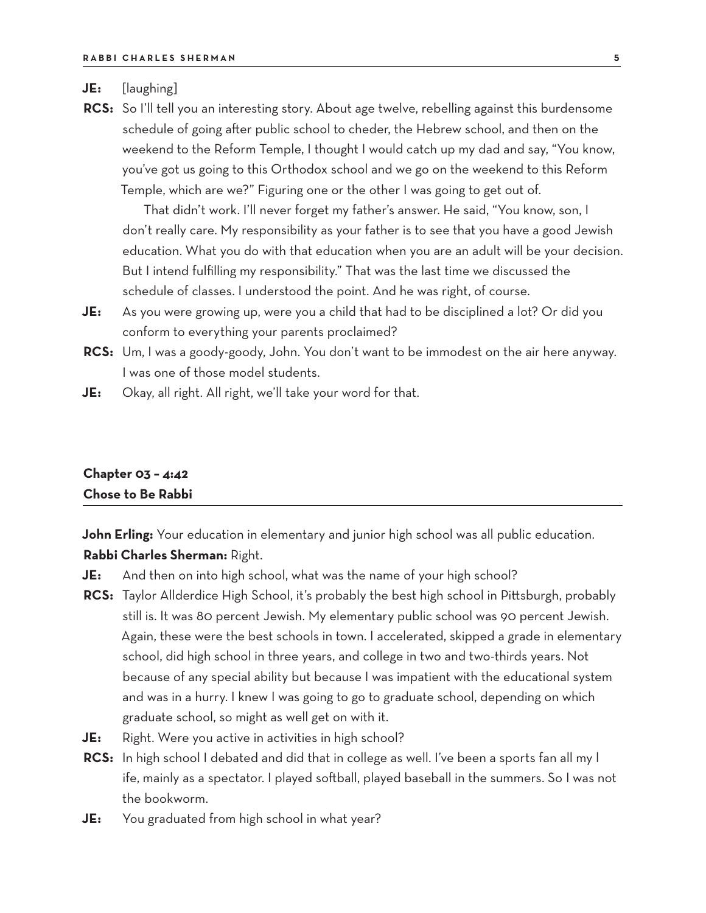**JE:** [laughing]

**RCS:** So I'll tell you an interesting story. About age twelve, rebelling against this burdensome schedule of going after public school to cheder, the Hebrew school, and then on the weekend to the Reform Temple, I thought I would catch up my dad and say, "You know, you've got us going to this Orthodox school and we go on the weekend to this Reform Temple, which are we?" Figuring one or the other I was going to get out of.

That didn't work. I'll never forget my father's answer. He said, "You know, son, I don't really care. My responsibility as your father is to see that you have a good Jewish education. What you do with that education when you are an adult will be your decision. But I intend fulfilling my responsibility." That was the last time we discussed the schedule of classes. I understood the point. And he was right, of course.

**JE:** As you were growing up, were you a child that had to be disciplined a lot? Or did you conform to everything your parents proclaimed?

**RCS:** Um, I was a goody-goody, John. You don't want to be immodest on the air here anyway. I was one of those model students.

**JE:** Okay, all right. All right, we'll take your word for that.

## Chapter 03 – 4:42
## Chose to Be Rabbi

**John Erling:** Your education in elementary and junior high school was all public education.

**Rabbi Charles Sherman:** Right.

**JE:** And then on into high school, what was the name of your high school?

**RCS:** Taylor Allderdice High School, it's probably the best high school in Pittsburgh, probably still is. It was 80 percent Jewish. My elementary public school was 90 percent Jewish. Again, these were the best schools in town. I accelerated, skipped a grade in elementary school, did high school in three years, and college in two and two-thirds years. Not because of any special ability but because I was impatient with the educational system and was in a hurry. I knew I was going to go to graduate school, depending on which graduate school, so might as well get on with it.

**JE:** Right. Were you active in activities in high school?

**RCS:** In high school I debated and did that in college as well. I've been a sports fan all my l ife, mainly as a spectator. I played softball, played baseball in the summers. So I was not the bookworm.

**JE:** You graduated from high school in what year?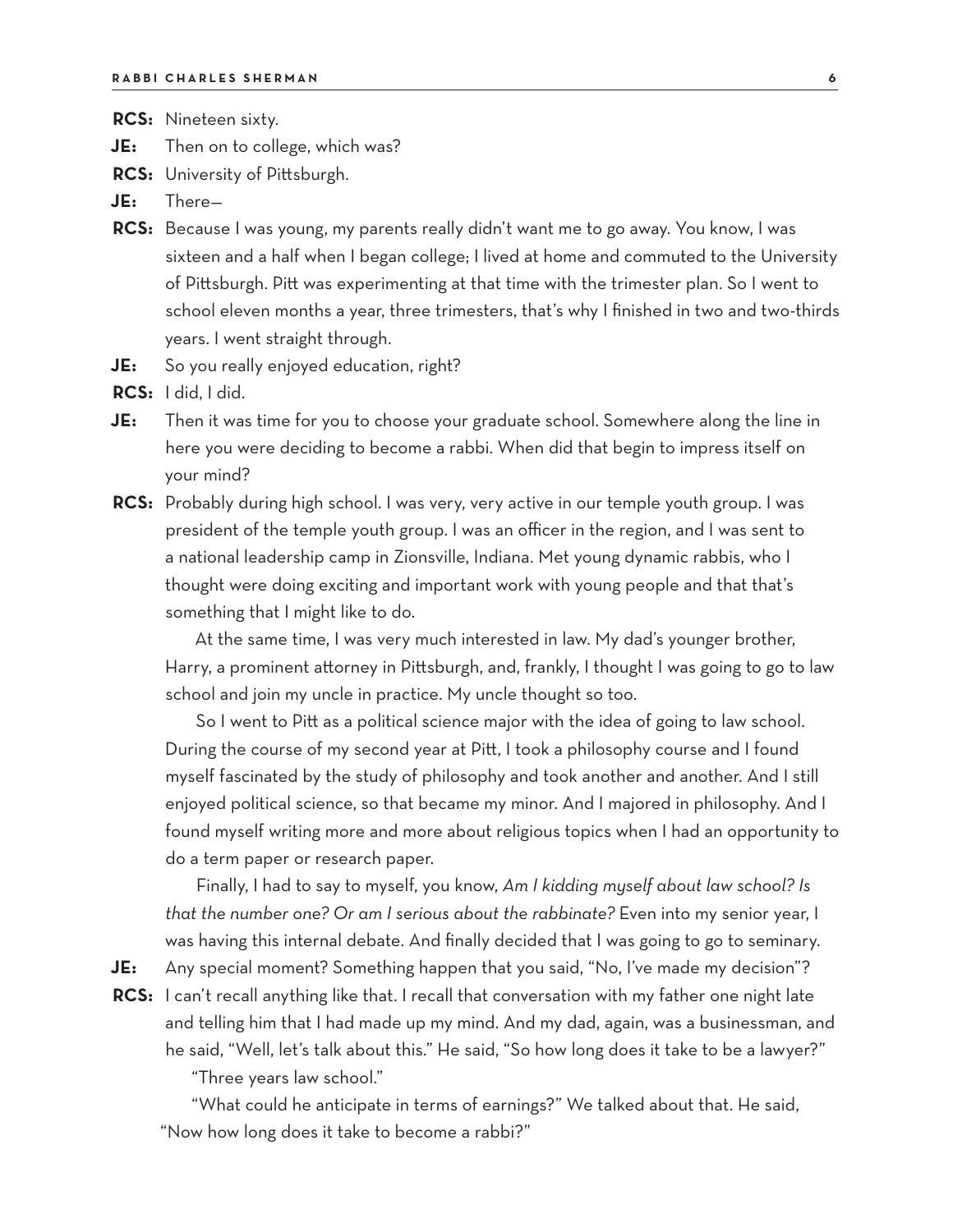**RCS:** Nineteen sixty.

**JE:** Then on to college, which was?

**RCS:** University of Pittsburgh.

**JE:** There—

**RCS:** Because I was young, my parents really didn't want me to go away. You know, I was sixteen and a half when I began college; I lived at home and commuted to the University of Pittsburgh. Pitt was experimenting at that time with the trimester plan. So I went to school eleven months a year, three trimesters, that's why I finished in two and two-thirds years. I went straight through.

**JE:** So you really enjoyed education, right?

**RCS:** I did, I did.

**JE:** Then it was time for you to choose your graduate school. Somewhere along the line in here you were deciding to become a rabbi. When did that begin to impress itself on your mind?

**RCS:** Probably during high school. I was very, very active in our temple youth group. I was president of the temple youth group. I was an officer in the region, and I was sent to a national leadership camp in Zionsville, Indiana. Met young dynamic rabbis, who I thought were doing exciting and important work with young people and that that's something that I might like to do.

At the same time, I was very much interested in law. My dad's younger brother, Harry, a prominent attorney in Pittsburgh, and, frankly, I thought I was going to go to law school and join my uncle in practice. My uncle thought so too.

So I went to Pitt as a political science major with the idea of going to law school. During the course of my second year at Pitt, I took a philosophy course and I found myself fascinated by the study of philosophy and took another and another. And I still enjoyed political science, so that became my minor. And I majored in philosophy. And I found myself writing more and more about religious topics when I had an opportunity to do a term paper or research paper.

Finally, I had to say to myself, you know, *Am I kidding myself about law school? Is that the number one? Or am I serious about the rabbinate?* Even into my senior year, I was having this internal debate. And finally decided that I was going to go to seminary.

**JE:** Any special moment? Something happen that you said, "No, I've made my decision"?

**RCS:** I can't recall anything like that. I recall that conversation with my father one night late and telling him that I had made up my mind. And my dad, again, was a businessman, and he said, "Well, let's talk about this." He said, "So how long does it take to be a lawyer?"

"Three years law school."

"What could he anticipate in terms of earnings?" We talked about that. He said, "Now how long does it take to become a rabbi?"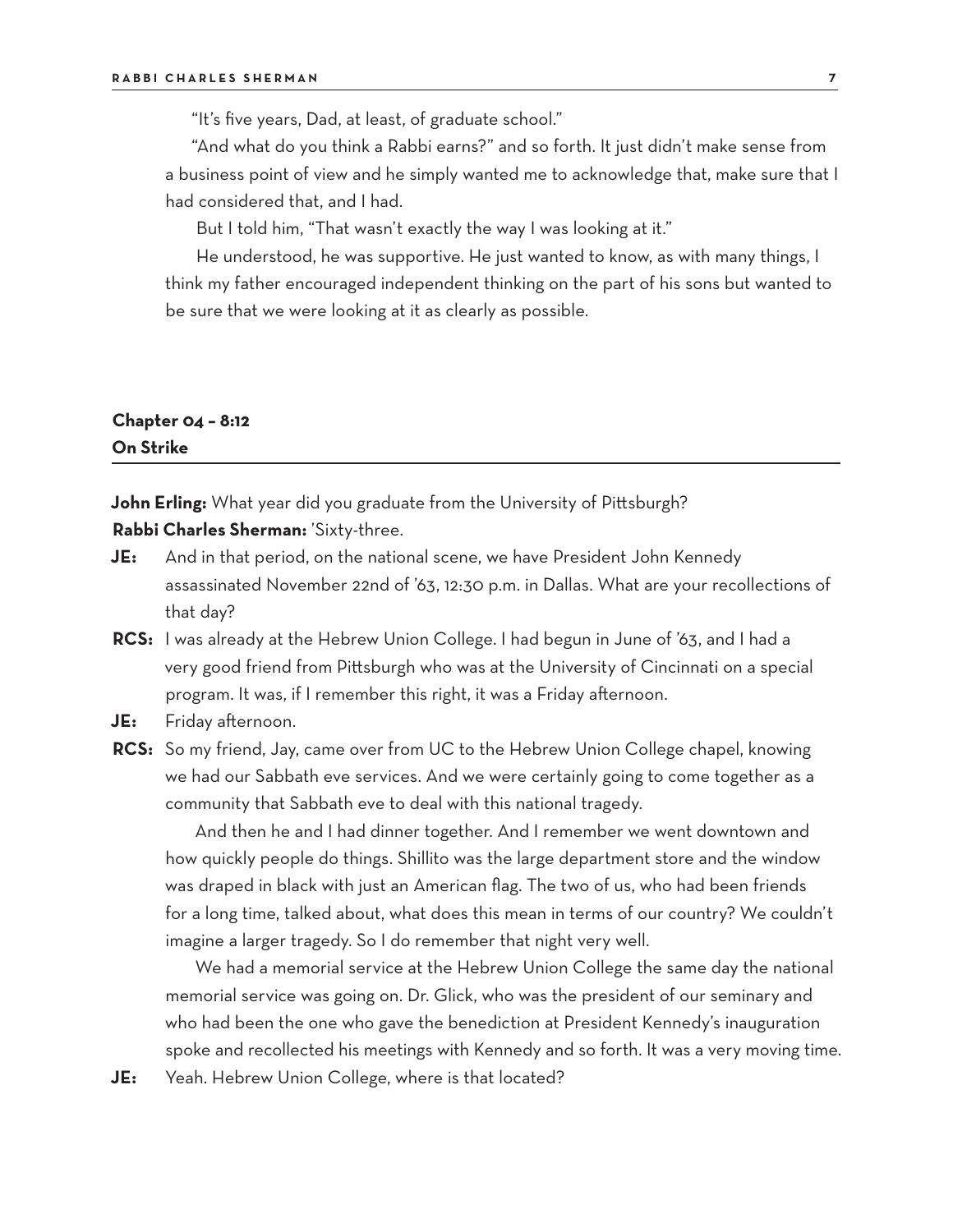"It's five years, Dad, at least, of graduate school."

"And what do you think a Rabbi earns?" and so forth. It just didn't make sense from a business point of view and he simply wanted me to acknowledge that, make sure that I had considered that, and I had.

But I told him, "That wasn't exactly the way I was looking at it."

He understood, he was supportive. He just wanted to know, as with many things, I think my father encouraged independent thinking on the part of his sons but wanted to be sure that we were looking at it as clearly as possible.

## Chapter 04 – 8:12
## On Strike

**John Erling:** What year did you graduate from the University of Pittsburgh?

**Rabbi Charles Sherman:** 'Sixty-three.

**JE:** And in that period, on the national scene, we have President John Kennedy assassinated November 22nd of '63, 12:30 p.m. in Dallas. What are your recollections of that day?

**RCS:** I was already at the Hebrew Union College. I had begun in June of '63, and I had a very good friend from Pittsburgh who was at the University of Cincinnati on a special program. It was, if I remember this right, it was a Friday afternoon.

**JE:** Friday afternoon.

**RCS:** So my friend, Jay, came over from UC to the Hebrew Union College chapel, knowing we had our Sabbath eve services. And we were certainly going to come together as a community that Sabbath eve to deal with this national tragedy.

And then he and I had dinner together. And I remember we went downtown and how quickly people do things. Shillito was the large department store and the window was draped in black with just an American flag. The two of us, who had been friends for a long time, talked about, what does this mean in terms of our country? We couldn't imagine a larger tragedy. So I do remember that night very well.

We had a memorial service at the Hebrew Union College the same day the national memorial service was going on. Dr. Glick, who was the president of our seminary and who had been the one who gave the benediction at President Kennedy's inauguration spoke and recollected his meetings with Kennedy and so forth. It was a very moving time.

**JE:** Yeah. Hebrew Union College, where is that located?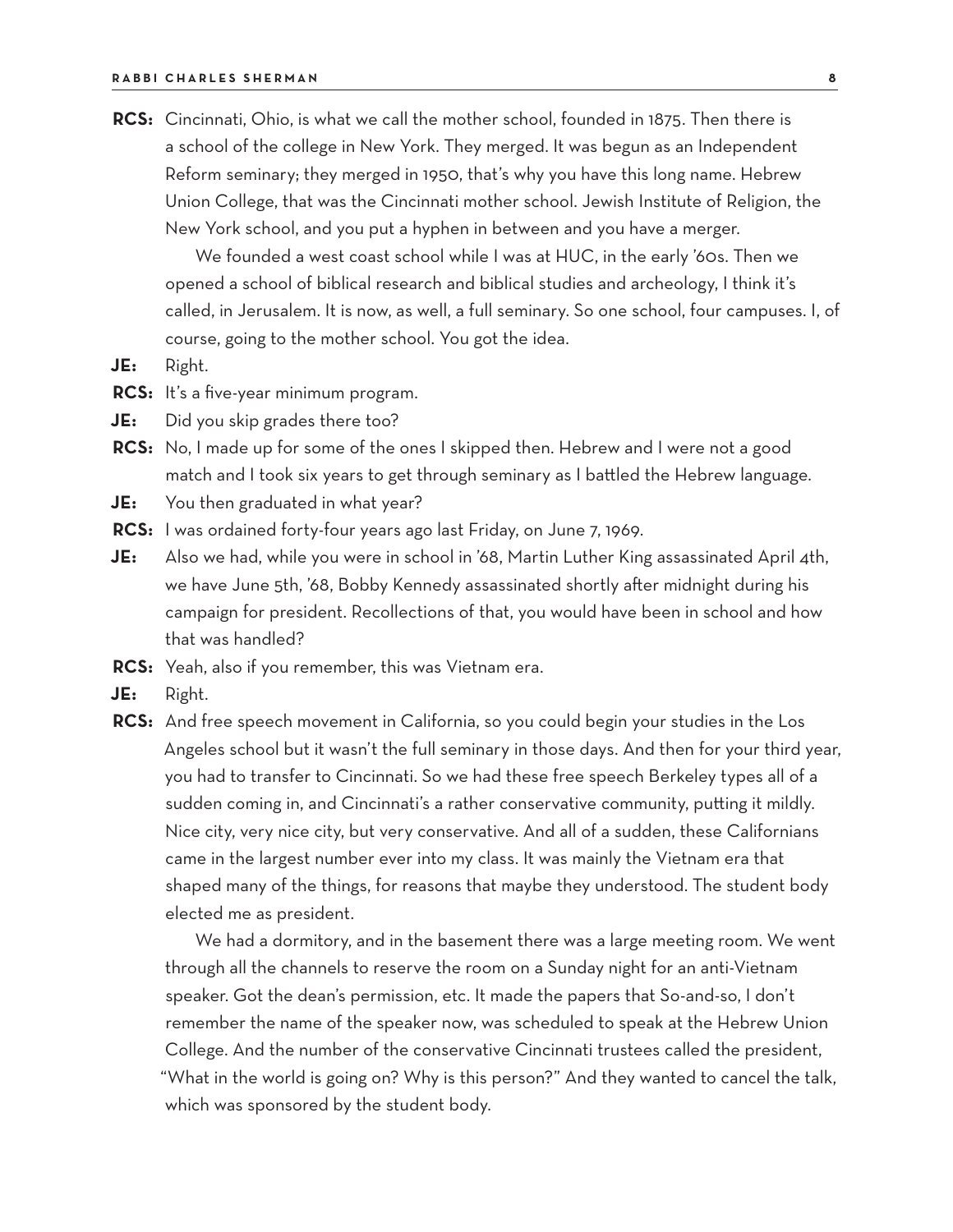**RCS:** Cincinnati, Ohio, is what we call the mother school, founded in 1875. Then there is a school of the college in New York. They merged. It was begun as an Independent Reform seminary; they merged in 1950, that's why you have this long name. Hebrew Union College, that was the Cincinnati mother school. Jewish Institute of Religion, the New York school, and you put a hyphen in between and you have a merger.

We founded a west coast school while I was at HUC, in the early '60s. Then we opened a school of biblical research and biblical studies and archeology, I think it's called, in Jerusalem. It is now, as well, a full seminary. So one school, four campuses. I, of course, going to the mother school. You got the idea.

**JE:** Right.

**RCS:** It's a five-year minimum program.

**JE:** Did you skip grades there too?

**RCS:** No, I made up for some of the ones I skipped then. Hebrew and I were not a good match and I took six years to get through seminary as I battled the Hebrew language.

**JE:** You then graduated in what year?

**RCS:** I was ordained forty-four years ago last Friday, on June 7, 1969.

**JE:** Also we had, while you were in school in '68, Martin Luther King assassinated April 4th, we have June 5th, '68, Bobby Kennedy assassinated shortly after midnight during his campaign for president. Recollections of that, you would have been in school and how that was handled?

**RCS:** Yeah, also if you remember, this was Vietnam era.

**JE:** Right.

**RCS:** And free speech movement in California, so you could begin your studies in the Los Angeles school but it wasn't the full seminary in those days. And then for your third year, you had to transfer to Cincinnati. So we had these free speech Berkeley types all of a sudden coming in, and Cincinnati's a rather conservative community, putting it mildly. Nice city, very nice city, but very conservative. And all of a sudden, these Californians came in the largest number ever into my class. It was mainly the Vietnam era that shaped many of the things, for reasons that maybe they understood. The student body elected me as president.

We had a dormitory, and in the basement there was a large meeting room. We went through all the channels to reserve the room on a Sunday night for an anti-Vietnam speaker. Got the dean's permission, etc. It made the papers that So-and-so, I don't remember the name of the speaker now, was scheduled to speak at the Hebrew Union College. And the number of the conservative Cincinnati trustees called the president, "What in the world is going on? Why is this person?" And they wanted to cancel the talk, which was sponsored by the student body.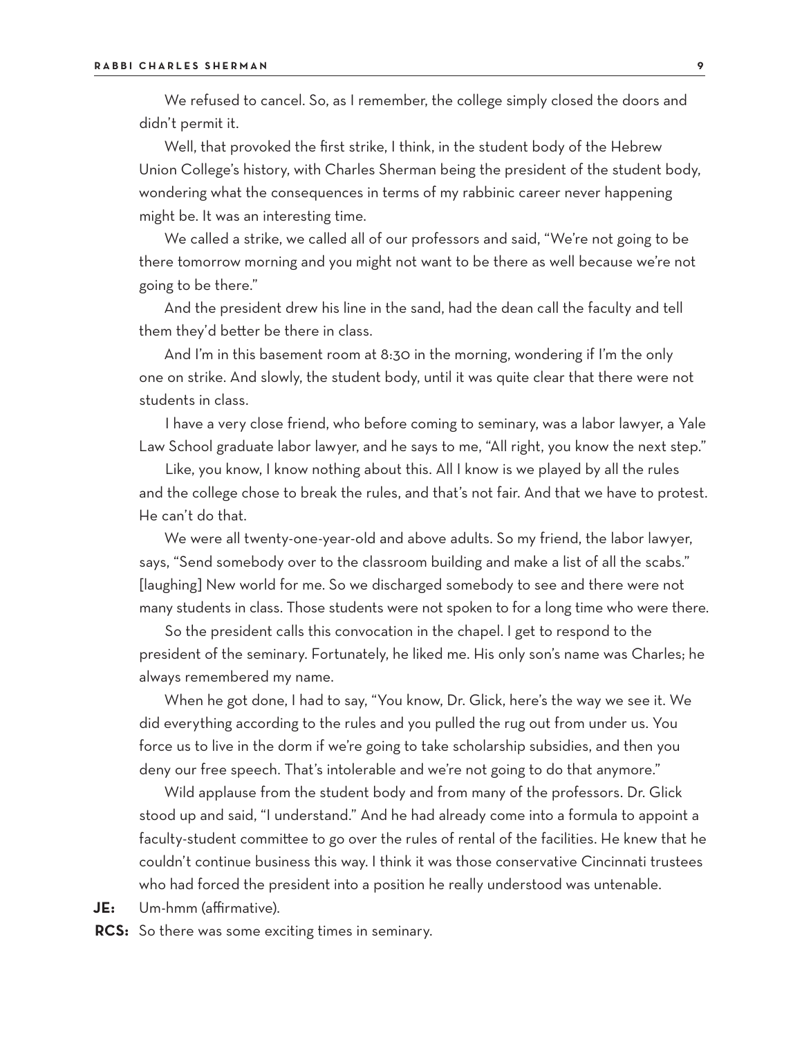We refused to cancel. So, as I remember, the college simply closed the doors and didn't permit it.

Well, that provoked the first strike, I think, in the student body of the Hebrew Union College's history, with Charles Sherman being the president of the student body, wondering what the consequences in terms of my rabbinic career never happening might be. It was an interesting time.

We called a strike, we called all of our professors and said, "We're not going to be there tomorrow morning and you might not want to be there as well because we're not going to be there."

And the president drew his line in the sand, had the dean call the faculty and tell them they'd better be there in class.

And I'm in this basement room at 8:30 in the morning, wondering if I'm the only one on strike. And slowly, the student body, until it was quite clear that there were not students in class.

I have a very close friend, who before coming to seminary, was a labor lawyer, a Yale Law School graduate labor lawyer, and he says to me, "All right, you know the next step."

Like, you know, I know nothing about this. All I know is we played by all the rules and the college chose to break the rules, and that's not fair. And that we have to protest. He can't do that.

We were all twenty-one-year-old and above adults. So my friend, the labor lawyer, says, "Send somebody over to the classroom building and make a list of all the scabs." [laughing] New world for me. So we discharged somebody to see and there were not many students in class. Those students were not spoken to for a long time who were there.

So the president calls this convocation in the chapel. I get to respond to the president of the seminary. Fortunately, he liked me. His only son's name was Charles; he always remembered my name.

When he got done, I had to say, "You know, Dr. Glick, here's the way we see it. We did everything according to the rules and you pulled the rug out from under us. You force us to live in the dorm if we're going to take scholarship subsidies, and then you deny our free speech. That's intolerable and we're not going to do that anymore."

Wild applause from the student body and from many of the professors. Dr. Glick stood up and said, "I understand." And he had already come into a formula to appoint a faculty-student committee to go over the rules of rental of the facilities. He knew that he couldn't continue business this way. I think it was those conservative Cincinnati trustees who had forced the president into a position he really understood was untenable.

**JE:** Um-hmm (affirmative).

**RCS:** So there was some exciting times in seminary.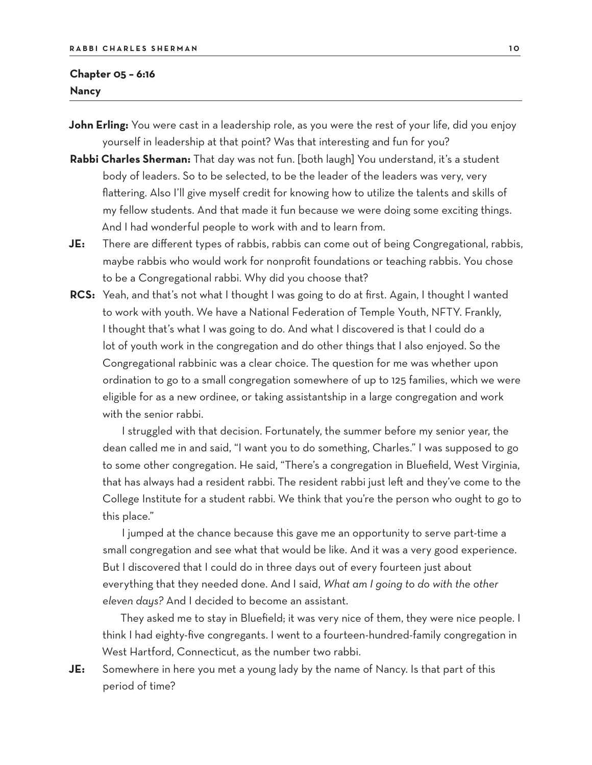## Chapter 05 – 6:16
## Nancy

**John Erling:** You were cast in a leadership role, as you were the rest of your life, did you enjoy yourself in leadership at that point? Was that interesting and fun for you?

**Rabbi Charles Sherman:** That day was not fun. [both laugh] You understand, it's a student body of leaders. So to be selected, to be the leader of the leaders was very, very flattering. Also I'll give myself credit for knowing how to utilize the talents and skills of my fellow students. And that made it fun because we were doing some exciting things. And I had wonderful people to work with and to learn from.

**JE:** There are different types of rabbis, rabbis can come out of being Congregational, rabbis, maybe rabbis who would work for nonprofit foundations or teaching rabbis. You chose to be a Congregational rabbi. Why did you choose that?

**RCS:** Yeah, and that's not what I thought I was going to do at first. Again, I thought I wanted to work with youth. We have a National Federation of Temple Youth, NFTY. Frankly, I thought that's what I was going to do. And what I discovered is that I could do a lot of youth work in the congregation and do other things that I also enjoyed. So the Congregational rabbinic was a clear choice. The question for me was whether upon ordination to go to a small congregation somewhere of up to 125 families, which we were eligible for as a new ordinee, or taking assistantship in a large congregation and work with the senior rabbi.

I struggled with that decision. Fortunately, the summer before my senior year, the dean called me in and said, "I want you to do something, Charles." I was supposed to go to some other congregation. He said, "There's a congregation in Bluefield, West Virginia, that has always had a resident rabbi. The resident rabbi just left and they've come to the College Institute for a student rabbi. We think that you're the person who ought to go to this place."

I jumped at the chance because this gave me an opportunity to serve part-time a small congregation and see what that would be like. And it was a very good experience. But I discovered that I could do in three days out of every fourteen just about everything that they needed done. And I said, *What am I going to do with the other eleven days?* And I decided to become an assistant.

They asked me to stay in Bluefield; it was very nice of them, they were nice people. I think I had eighty-five congregants. I went to a fourteen-hundred-family congregation in West Hartford, Connecticut, as the number two rabbi.

**JE:** Somewhere in here you met a young lady by the name of Nancy. Is that part of this period of time?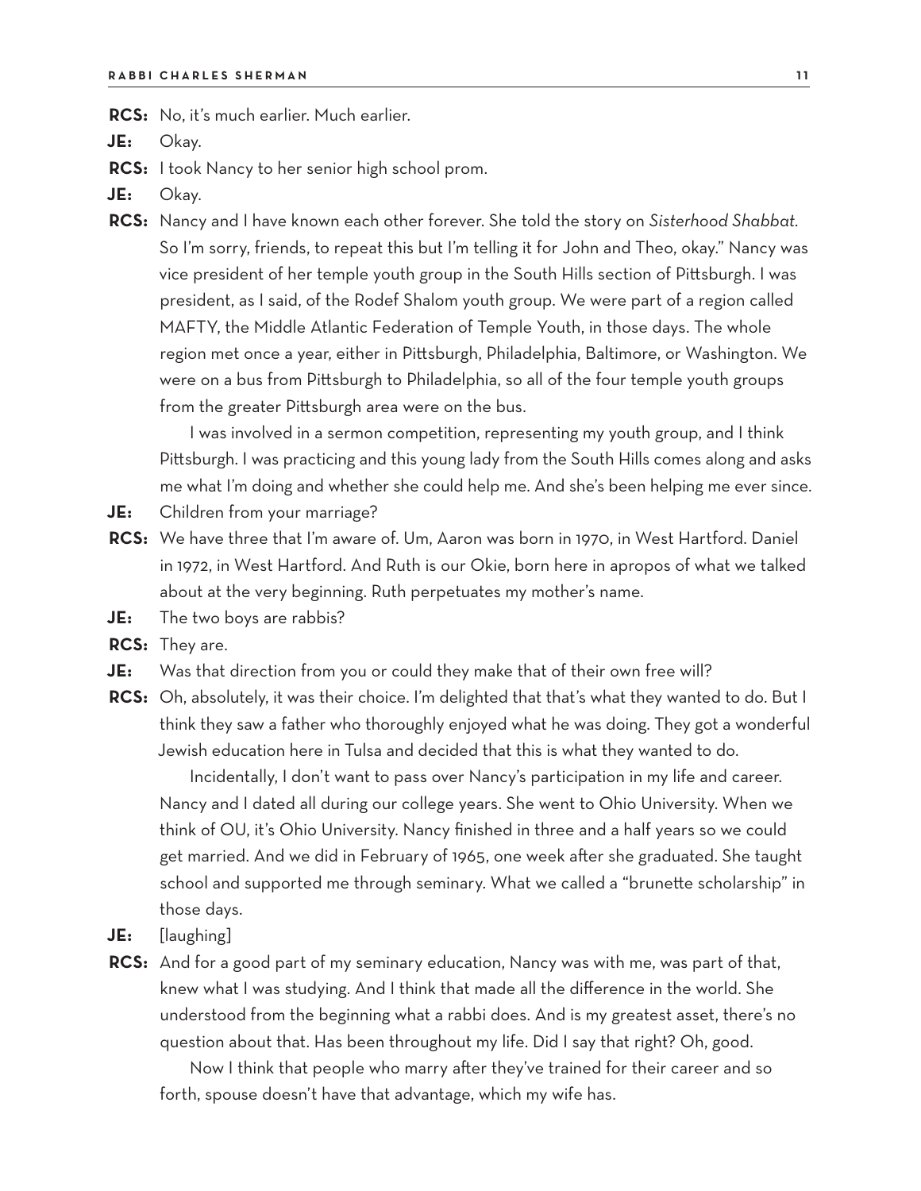**RCS:** No, it's much earlier. Much earlier.

**JE:** Okay.

**RCS:** I took Nancy to her senior high school prom.

**JE:** Okay.

**RCS:** Nancy and I have known each other forever. She told the story on *Sisterhood Shabbat*. So I'm sorry, friends, to repeat this but I'm telling it for John and Theo, okay." Nancy was vice president of her temple youth group in the South Hills section of Pittsburgh. I was president, as I said, of the Rodef Shalom youth group. We were part of a region called MAFTY, the Middle Atlantic Federation of Temple Youth, in those days. The whole region met once a year, either in Pittsburgh, Philadelphia, Baltimore, or Washington. We were on a bus from Pittsburgh to Philadelphia, so all of the four temple youth groups from the greater Pittsburgh area were on the bus.

I was involved in a sermon competition, representing my youth group, and I think Pittsburgh. I was practicing and this young lady from the South Hills comes along and asks me what I'm doing and whether she could help me. And she's been helping me ever since.

**JE:** Children from your marriage?

**RCS:** We have three that I'm aware of. Um, Aaron was born in 1970, in West Hartford. Daniel in 1972, in West Hartford. And Ruth is our Okie, born here in apropos of what we talked about at the very beginning. Ruth perpetuates my mother's name.

**JE:** The two boys are rabbis?

**RCS:** They are.

**JE:** Was that direction from you or could they make that of their own free will?

**RCS:** Oh, absolutely, it was their choice. I'm delighted that that's what they wanted to do. But I think they saw a father who thoroughly enjoyed what he was doing. They got a wonderful Jewish education here in Tulsa and decided that this is what they wanted to do.

Incidentally, I don't want to pass over Nancy's participation in my life and career. Nancy and I dated all during our college years. She went to Ohio University. When we think of OU, it's Ohio University. Nancy finished in three and a half years so we could get married. And we did in February of 1965, one week after she graduated. She taught school and supported me through seminary. What we called a "brunette scholarship" in those days.

**JE:** [laughing]

**RCS:** And for a good part of my seminary education, Nancy was with me, was part of that, knew what I was studying. And I think that made all the difference in the world. She understood from the beginning what a rabbi does. And is my greatest asset, there's no question about that. Has been throughout my life. Did I say that right? Oh, good.

Now I think that people who marry after they've trained for their career and so forth, spouse doesn't have that advantage, which my wife has.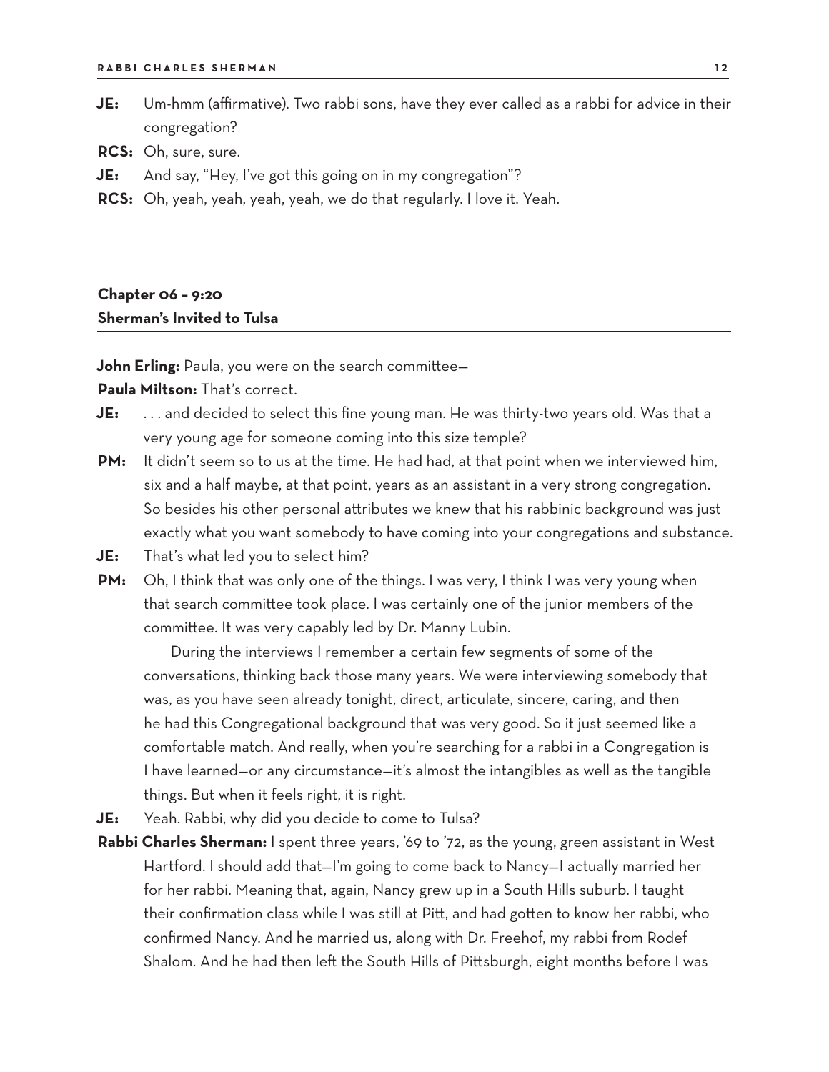**JE:** Um-hmm (affirmative). Two rabbi sons, have they ever called as a rabbi for advice in their congregation?

**RCS:** Oh, sure, sure.

**JE:** And say, "Hey, I've got this going on in my congregation"?

**RCS:** Oh, yeah, yeah, yeah, yeah, we do that regularly. I love it. Yeah.

## Chapter 06 – 9:20
## Sherman's Invited to Tulsa

**John Erling:** Paula, you were on the search committee—

**Paula Miltson:** That's correct.

**JE:** . . . and decided to select this fine young man. He was thirty-two years old. Was that a very young age for someone coming into this size temple?

**PM:** It didn't seem so to us at the time. He had had, at that point when we interviewed him, six and a half maybe, at that point, years as an assistant in a very strong congregation. So besides his other personal attributes we knew that his rabbinic background was just exactly what you want somebody to have coming into your congregations and substance.

**JE:** That's what led you to select him?

**PM:** Oh, I think that was only one of the things. I was very, I think I was very young when that search committee took place. I was certainly one of the junior members of the committee. It was very capably led by Dr. Manny Lubin.

During the interviews I remember a certain few segments of some of the conversations, thinking back those many years. We were interviewing somebody that was, as you have seen already tonight, direct, articulate, sincere, caring, and then he had this Congregational background that was very good. So it just seemed like a comfortable match. And really, when you're searching for a rabbi in a Congregation is I have learned—or any circumstance—it's almost the intangibles as well as the tangible things. But when it feels right, it is right.

**JE:** Yeah. Rabbi, why did you decide to come to Tulsa?

**Rabbi Charles Sherman:** I spent three years, '69 to '72, as the young, green assistant in West Hartford. I should add that—I'm going to come back to Nancy—I actually married her for her rabbi. Meaning that, again, Nancy grew up in a South Hills suburb. I taught their confirmation class while I was still at Pitt, and had gotten to know her rabbi, who confirmed Nancy. And he married us, along with Dr. Freehof, my rabbi from Rodef Shalom. And he had then left the South Hills of Pittsburgh, eight months before I was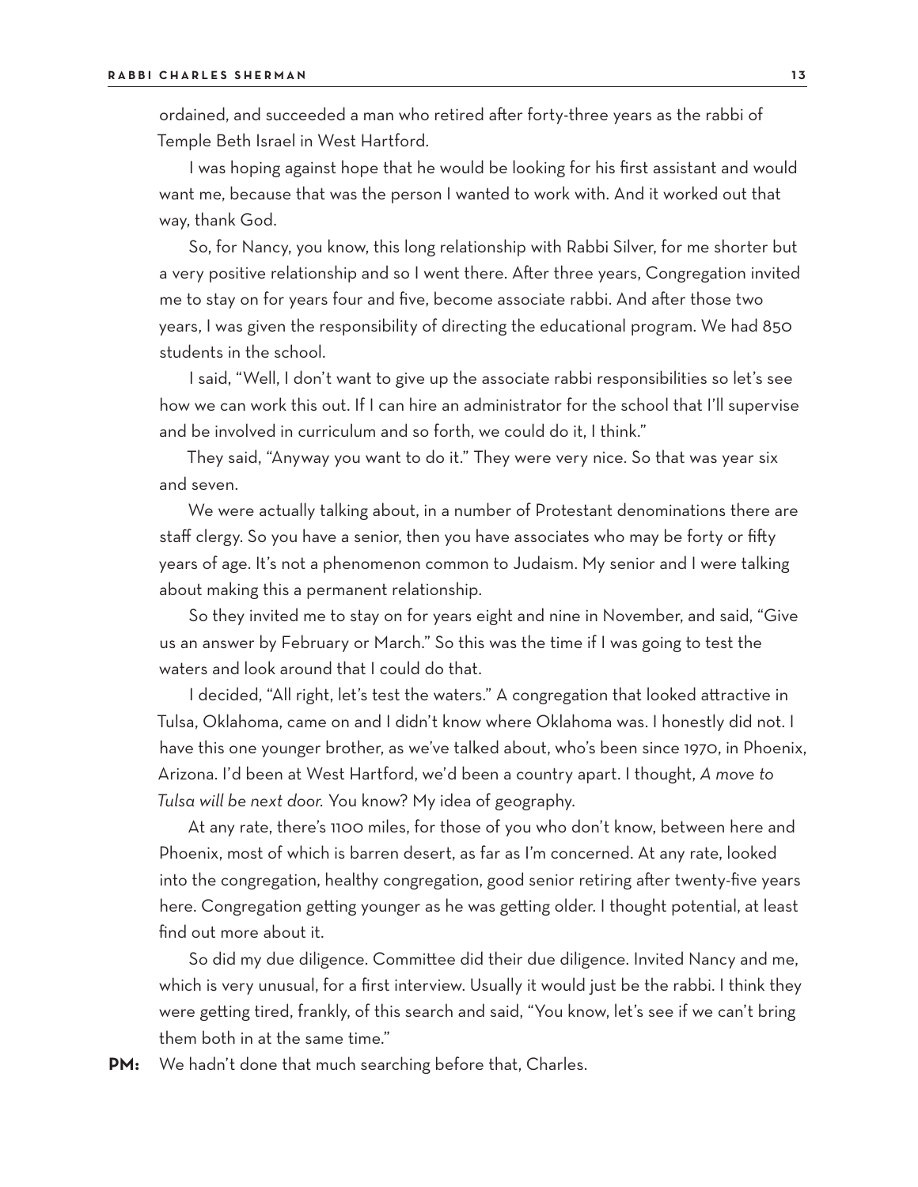ordained, and succeeded a man who retired after forty-three years as the rabbi of Temple Beth Israel in West Hartford.

I was hoping against hope that he would be looking for his first assistant and would want me, because that was the person I wanted to work with. And it worked out that way, thank God.

So, for Nancy, you know, this long relationship with Rabbi Silver, for me shorter but a very positive relationship and so I went there. After three years, Congregation invited me to stay on for years four and five, become associate rabbi. And after those two years, I was given the responsibility of directing the educational program. We had 850 students in the school.

I said, "Well, I don't want to give up the associate rabbi responsibilities so let's see how we can work this out. If I can hire an administrator for the school that I'll supervise and be involved in curriculum and so forth, we could do it, I think."

They said, "Anyway you want to do it." They were very nice. So that was year six and seven.

We were actually talking about, in a number of Protestant denominations there are staff clergy. So you have a senior, then you have associates who may be forty or fifty years of age. It's not a phenomenon common to Judaism. My senior and I were talking about making this a permanent relationship.

So they invited me to stay on for years eight and nine in November, and said, "Give us an answer by February or March." So this was the time if I was going to test the waters and look around that I could do that.

I decided, "All right, let's test the waters." A congregation that looked attractive in Tulsa, Oklahoma, came on and I didn't know where Oklahoma was. I honestly did not. I have this one younger brother, as we've talked about, who's been since 1970, in Phoenix, Arizona. I'd been at West Hartford, we'd been a country apart. I thought, *A move to Tulsa will be next door.* You know? My idea of geography.

At any rate, there's 1100 miles, for those of you who don't know, between here and Phoenix, most of which is barren desert, as far as I'm concerned. At any rate, looked into the congregation, healthy congregation, good senior retiring after twenty-five years here. Congregation getting younger as he was getting older. I thought potential, at least find out more about it.

So did my due diligence. Committee did their due diligence. Invited Nancy and me, which is very unusual, for a first interview. Usually it would just be the rabbi. I think they were getting tired, frankly, of this search and said, "You know, let's see if we can't bring them both in at the same time."

**PM:** We hadn't done that much searching before that, Charles.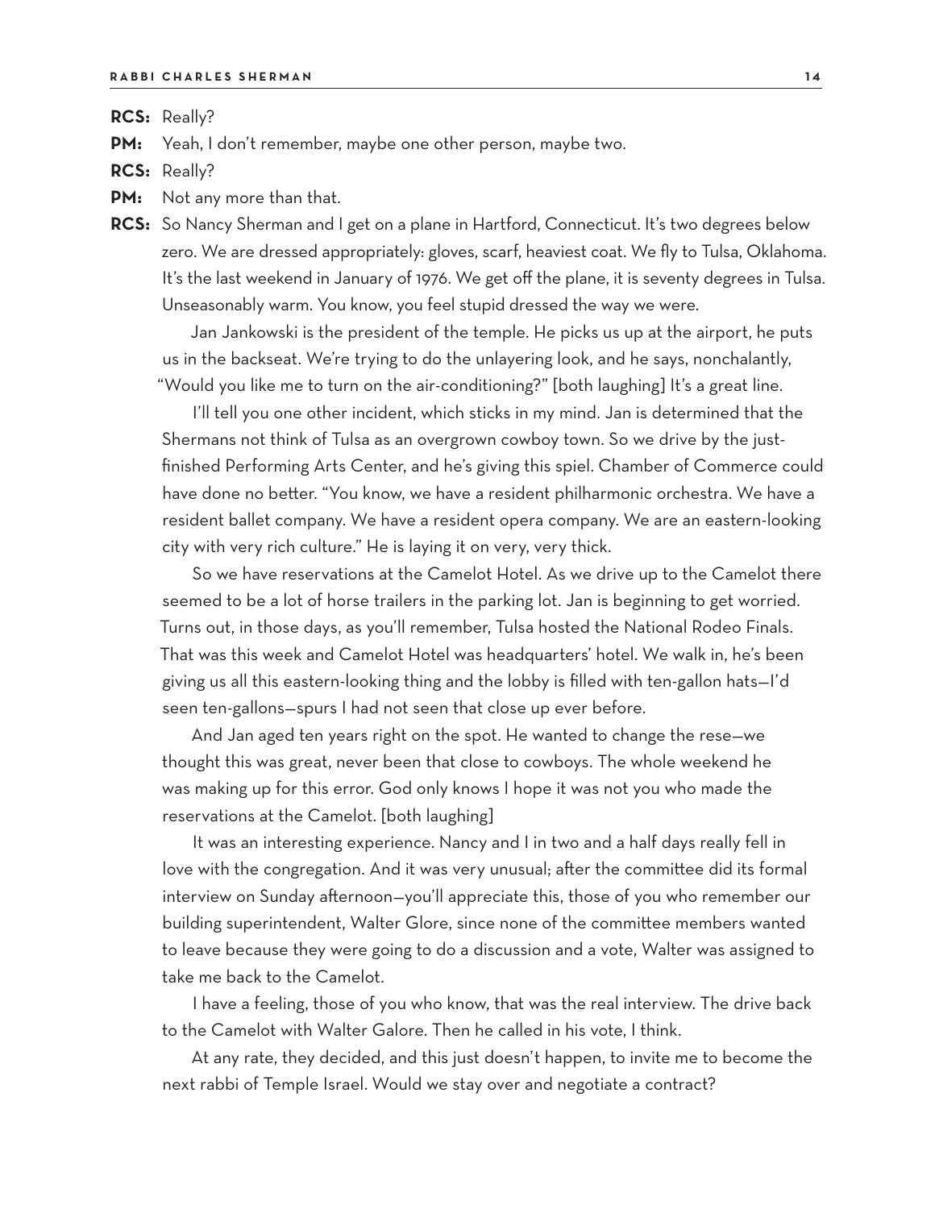**RCS:** Really?

**PM:** Yeah, I don't remember, maybe one other person, maybe two.

**RCS:** Really?

**PM:** Not any more than that.

**RCS:** So Nancy Sherman and I get on a plane in Hartford, Connecticut. It's two degrees below zero. We are dressed appropriately: gloves, scarf, heaviest coat. We fly to Tulsa, Oklahoma. It's the last weekend in January of 1976. We get off the plane, it is seventy degrees in Tulsa. Unseasonably warm. You know, you feel stupid dressed the way we were.

Jan Jankowski is the president of the temple. He picks us up at the airport, he puts us in the backseat. We're trying to do the unlayering look, and he says, nonchalantly, "Would you like me to turn on the air-conditioning?" [both laughing] It's a great line.

I'll tell you one other incident, which sticks in my mind. Jan is determined that the Shermans not think of Tulsa as an overgrown cowboy town. So we drive by the just-finished Performing Arts Center, and he's giving this spiel. Chamber of Commerce could have done no better. "You know, we have a resident philharmonic orchestra. We have a resident ballet company. We have a resident opera company. We are an eastern-looking city with very rich culture." He is laying it on very, very thick.

So we have reservations at the Camelot Hotel. As we drive up to the Camelot there seemed to be a lot of horse trailers in the parking lot. Jan is beginning to get worried. Turns out, in those days, as you'll remember, Tulsa hosted the National Rodeo Finals. That was this week and Camelot Hotel was headquarters' hotel. We walk in, he's been giving us all this eastern-looking thing and the lobby is filled with ten-gallon hats—I'd seen ten-gallons—spurs I had not seen that close up ever before.

And Jan aged ten years right on the spot. He wanted to change the rese—we thought this was great, never been that close to cowboys. The whole weekend he was making up for this error. God only knows I hope it was not you who made the reservations at the Camelot. [both laughing]

It was an interesting experience. Nancy and I in two and a half days really fell in love with the congregation. And it was very unusual; after the committee did its formal interview on Sunday afternoon—you'll appreciate this, those of you who remember our building superintendent, Walter Glore, since none of the committee members wanted to leave because they were going to do a discussion and a vote, Walter was assigned to take me back to the Camelot.

I have a feeling, those of you who know, that was the real interview. The drive back to the Camelot with Walter Galore. Then he called in his vote, I think.

At any rate, they decided, and this just doesn't happen, to invite me to become the next rabbi of Temple Israel. Would we stay over and negotiate a contract?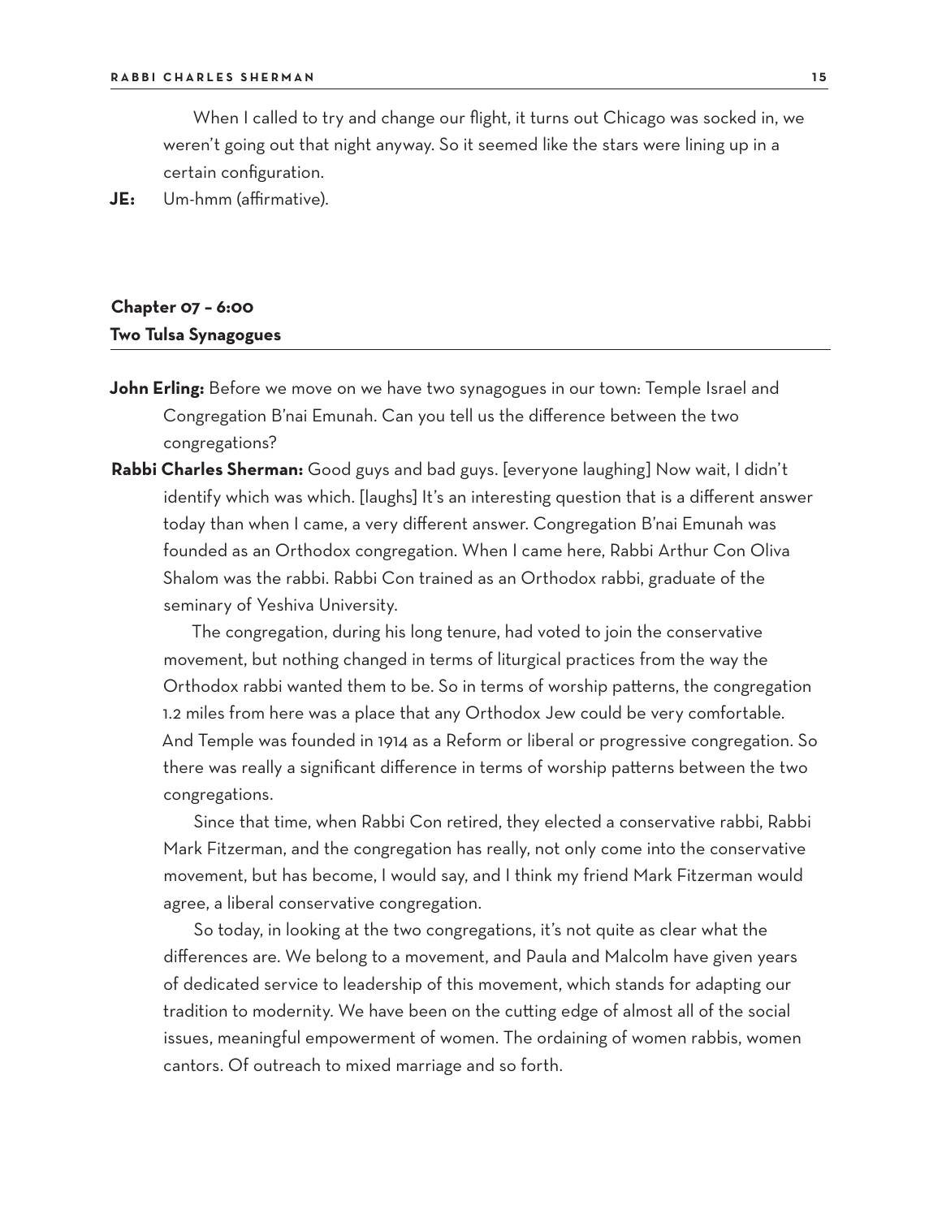When I called to try and change our flight, it turns out Chicago was socked in, we weren't going out that night anyway. So it seemed like the stars were lining up in a certain configuration.

**JE:** Um-hmm (affirmative).

## Chapter 07 – 6:00
## Two Tulsa Synagogues

**John Erling:** Before we move on we have two synagogues in our town: Temple Israel and Congregation B'nai Emunah. Can you tell us the difference between the two congregations?

**Rabbi Charles Sherman:** Good guys and bad guys. [everyone laughing] Now wait, I didn't identify which was which. [laughs] It's an interesting question that is a different answer today than when I came, a very different answer. Congregation B'nai Emunah was founded as an Orthodox congregation. When I came here, Rabbi Arthur Con Oliva Shalom was the rabbi. Rabbi Con trained as an Orthodox rabbi, graduate of the seminary of Yeshiva University.

The congregation, during his long tenure, had voted to join the conservative movement, but nothing changed in terms of liturgical practices from the way the Orthodox rabbi wanted them to be. So in terms of worship patterns, the congregation 1.2 miles from here was a place that any Orthodox Jew could be very comfortable. And Temple was founded in 1914 as a Reform or liberal or progressive congregation. So there was really a significant difference in terms of worship patterns between the two congregations.

Since that time, when Rabbi Con retired, they elected a conservative rabbi, Rabbi Mark Fitzerman, and the congregation has really, not only come into the conservative movement, but has become, I would say, and I think my friend Mark Fitzerman would agree, a liberal conservative congregation.

So today, in looking at the two congregations, it's not quite as clear what the differences are. We belong to a movement, and Paula and Malcolm have given years of dedicated service to leadership of this movement, which stands for adapting our tradition to modernity. We have been on the cutting edge of almost all of the social issues, meaningful empowerment of women. The ordaining of women rabbis, women cantors. Of outreach to mixed marriage and so forth.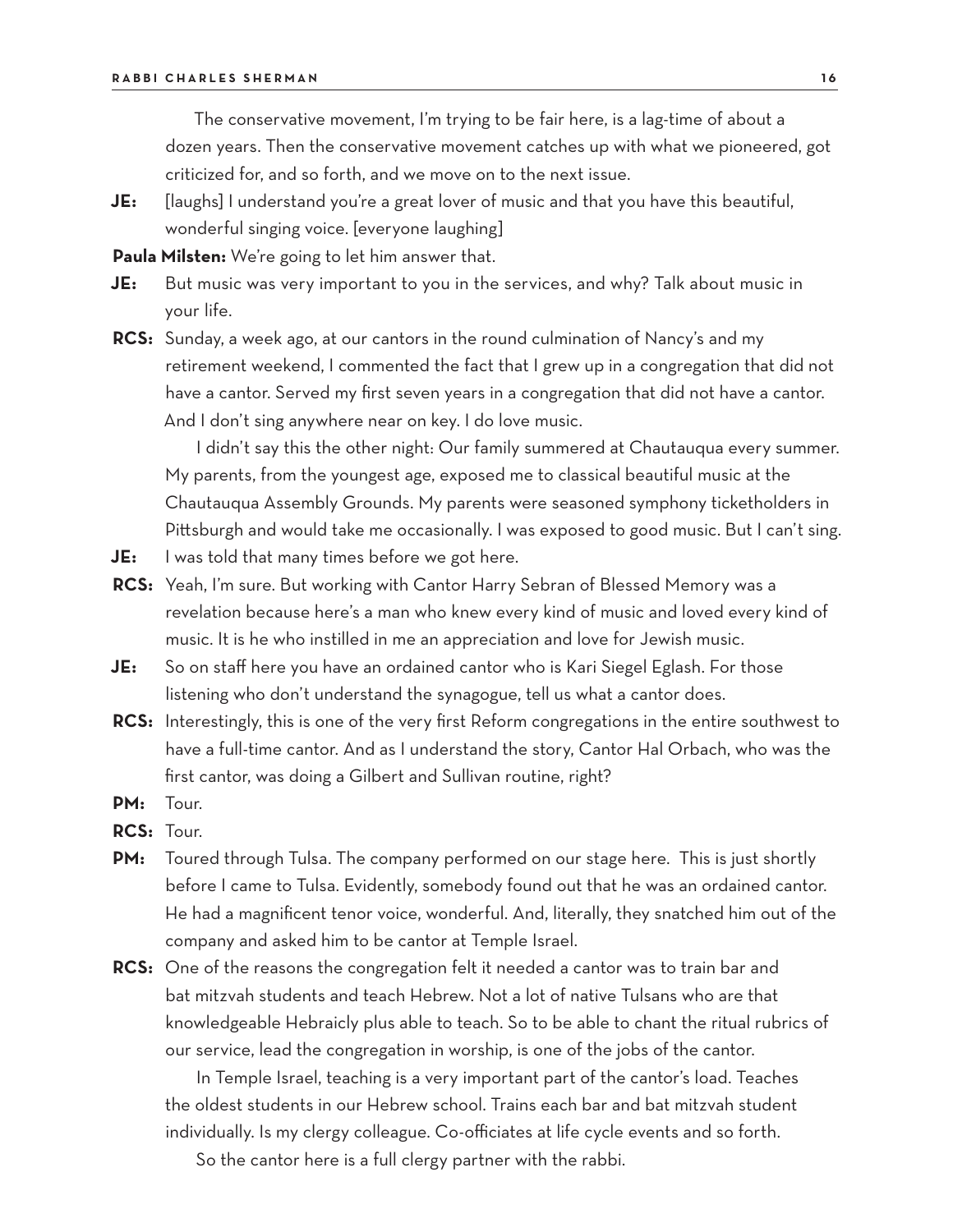The conservative movement, I'm trying to be fair here, is a lag-time of about a dozen years. Then the conservative movement catches up with what we pioneered, got criticized for, and so forth, and we move on to the next issue.

**JE:** [laughs] I understand you're a great lover of music and that you have this beautiful, wonderful singing voice. [everyone laughing]

**Paula Milsten:** We're going to let him answer that.

**JE:** But music was very important to you in the services, and why? Talk about music in your life.

**RCS:** Sunday, a week ago, at our cantors in the round culmination of Nancy's and my retirement weekend, I commented the fact that I grew up in a congregation that did not have a cantor. Served my first seven years in a congregation that did not have a cantor. And I don't sing anywhere near on key. I do love music.

I didn't say this the other night: Our family summered at Chautauqua every summer. My parents, from the youngest age, exposed me to classical beautiful music at the Chautauqua Assembly Grounds. My parents were seasoned symphony ticketholders in Pittsburgh and would take me occasionally. I was exposed to good music. But I can't sing.

**JE:** I was told that many times before we got here.

**RCS:** Yeah, I'm sure. But working with Cantor Harry Sebran of Blessed Memory was a revelation because here's a man who knew every kind of music and loved every kind of music. It is he who instilled in me an appreciation and love for Jewish music.

**JE:** So on staff here you have an ordained cantor who is Kari Siegel Eglash. For those listening who don't understand the synagogue, tell us what a cantor does.

**RCS:** Interestingly, this is one of the very first Reform congregations in the entire southwest to have a full-time cantor. And as I understand the story, Cantor Hal Orbach, who was the first cantor, was doing a Gilbert and Sullivan routine, right?

**PM:** Tour.

**RCS:** Tour.

**PM:** Toured through Tulsa. The company performed on our stage here. This is just shortly before I came to Tulsa. Evidently, somebody found out that he was an ordained cantor. He had a magnificent tenor voice, wonderful. And, literally, they snatched him out of the company and asked him to be cantor at Temple Israel.

**RCS:** One of the reasons the congregation felt it needed a cantor was to train bar and bat mitzvah students and teach Hebrew. Not a lot of native Tulsans who are that knowledgeable Hebraicly plus able to teach. So to be able to chant the ritual rubrics of our service, lead the congregation in worship, is one of the jobs of the cantor.

In Temple Israel, teaching is a very important part of the cantor's load. Teaches the oldest students in our Hebrew school. Trains each bar and bat mitzvah student individually. Is my clergy colleague. Co-officiates at life cycle events and so forth.

So the cantor here is a full clergy partner with the rabbi.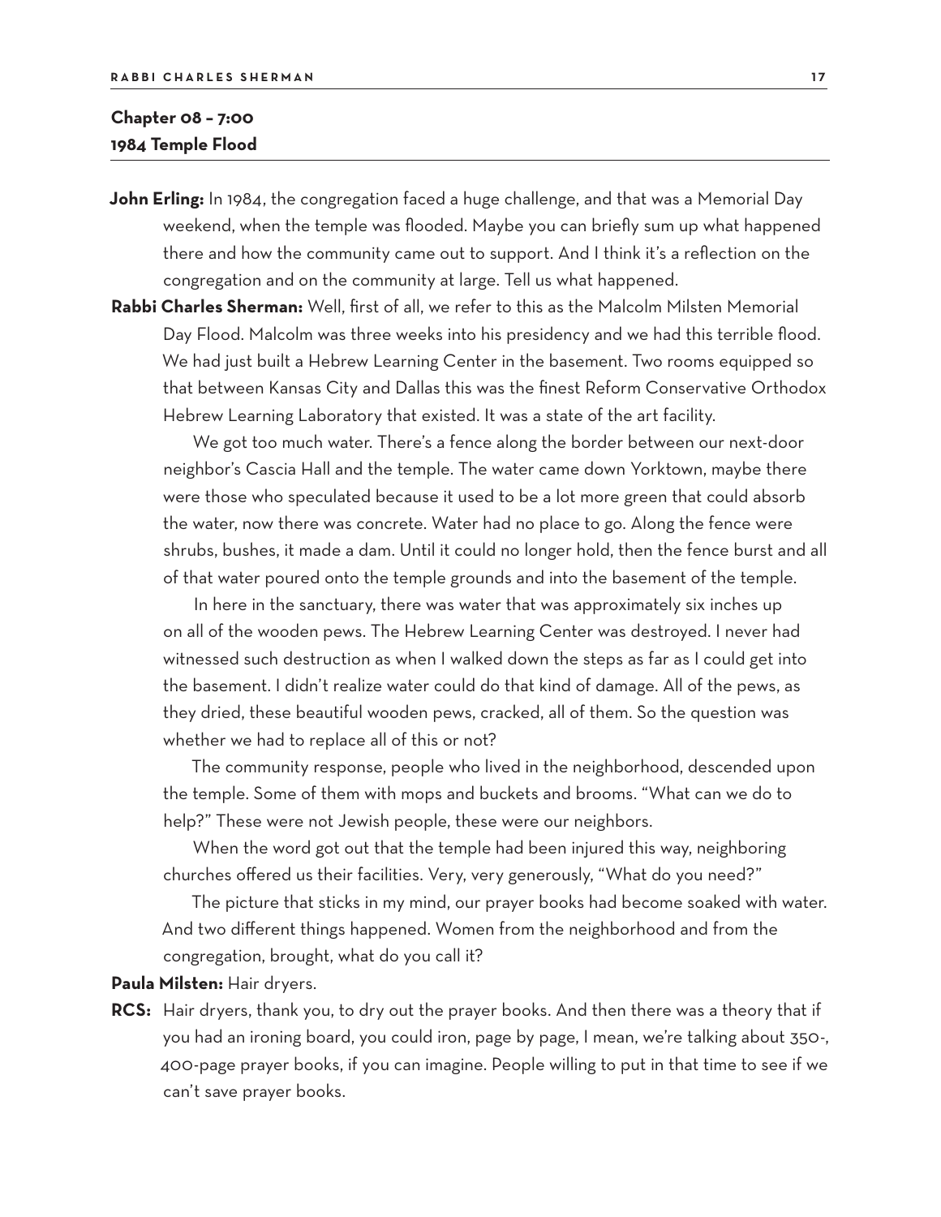## Chapter 08 – 7:00
## 1984 Temple Flood

**John Erling:** In 1984, the congregation faced a huge challenge, and that was a Memorial Day weekend, when the temple was flooded. Maybe you can briefly sum up what happened there and how the community came out to support. And I think it's a reflection on the congregation and on the community at large. Tell us what happened.

**Rabbi Charles Sherman:** Well, first of all, we refer to this as the Malcolm Milsten Memorial Day Flood. Malcolm was three weeks into his presidency and we had this terrible flood. We had just built a Hebrew Learning Center in the basement. Two rooms equipped so that between Kansas City and Dallas this was the finest Reform Conservative Orthodox Hebrew Learning Laboratory that existed. It was a state of the art facility.

We got too much water. There's a fence along the border between our next-door neighbor's Cascia Hall and the temple. The water came down Yorktown, maybe there were those who speculated because it used to be a lot more green that could absorb the water, now there was concrete. Water had no place to go. Along the fence were shrubs, bushes, it made a dam. Until it could no longer hold, then the fence burst and all of that water poured onto the temple grounds and into the basement of the temple.

In here in the sanctuary, there was water that was approximately six inches up on all of the wooden pews. The Hebrew Learning Center was destroyed. I never had witnessed such destruction as when I walked down the steps as far as I could get into the basement. I didn't realize water could do that kind of damage. All of the pews, as they dried, these beautiful wooden pews, cracked, all of them. So the question was whether we had to replace all of this or not?

The community response, people who lived in the neighborhood, descended upon the temple. Some of them with mops and buckets and brooms. "What can we do to help?" These were not Jewish people, these were our neighbors.

When the word got out that the temple had been injured this way, neighboring churches offered us their facilities. Very, very generously, "What do you need?"

The picture that sticks in my mind, our prayer books had become soaked with water. And two different things happened. Women from the neighborhood and from the congregation, brought, what do you call it?

**Paula Milsten:** Hair dryers.

**RCS:** Hair dryers, thank you, to dry out the prayer books. And then there was a theory that if you had an ironing board, you could iron, page by page, I mean, we're talking about 350-, 400-page prayer books, if you can imagine. People willing to put in that time to see if we can't save prayer books.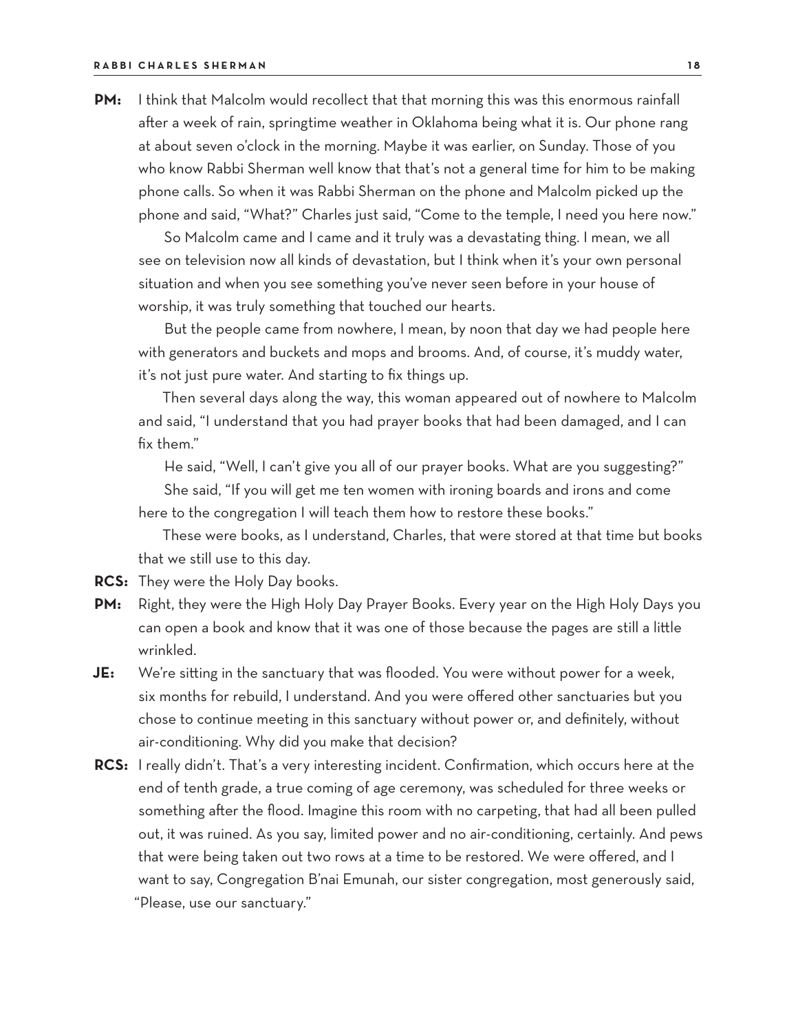**PM:** I think that Malcolm would recollect that that morning this was this enormous rainfall after a week of rain, springtime weather in Oklahoma being what it is. Our phone rang at about seven o'clock in the morning. Maybe it was earlier, on Sunday. Those of you who know Rabbi Sherman well know that that's not a general time for him to be making phone calls. So when it was Rabbi Sherman on the phone and Malcolm picked up the phone and said, "What?" Charles just said, "Come to the temple, I need you here now."

So Malcolm came and I came and it truly was a devastating thing. I mean, we all see on television now all kinds of devastation, but I think when it's your own personal situation and when you see something you've never seen before in your house of worship, it was truly something that touched our hearts.

But the people came from nowhere, I mean, by noon that day we had people here with generators and buckets and mops and brooms. And, of course, it's muddy water, it's not just pure water. And starting to fix things up.

Then several days along the way, this woman appeared out of nowhere to Malcolm and said, "I understand that you had prayer books that had been damaged, and I can fix them."

He said, "Well, I can't give you all of our prayer books. What are you suggesting?"

She said, "If you will get me ten women with ironing boards and irons and come here to the congregation I will teach them how to restore these books."

These were books, as I understand, Charles, that were stored at that time but books that we still use to this day.

**RCS:** They were the Holy Day books.

**PM:** Right, they were the High Holy Day Prayer Books. Every year on the High Holy Days you can open a book and know that it was one of those because the pages are still a little wrinkled.

**JE:** We're sitting in the sanctuary that was flooded. You were without power for a week, six months for rebuild, I understand. And you were offered other sanctuaries but you chose to continue meeting in this sanctuary without power or, and definitely, without air-conditioning. Why did you make that decision?

**RCS:** I really didn't. That's a very interesting incident. Confirmation, which occurs here at the end of tenth grade, a true coming of age ceremony, was scheduled for three weeks or something after the flood. Imagine this room with no carpeting, that had all been pulled out, it was ruined. As you say, limited power and no air-conditioning, certainly. And pews that were being taken out two rows at a time to be restored. We were offered, and I want to say, Congregation B'nai Emunah, our sister congregation, most generously said, "Please, use our sanctuary."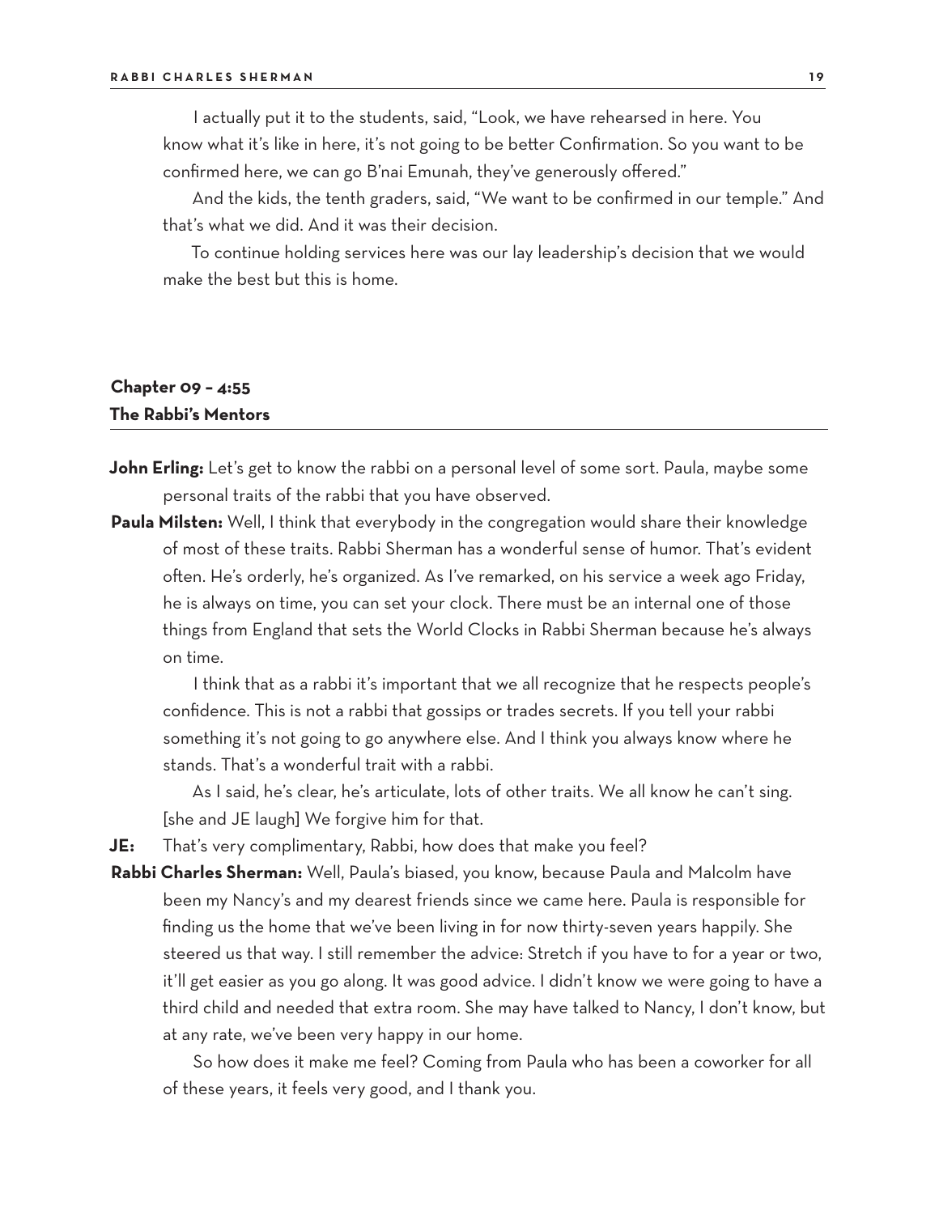I actually put it to the students, said, "Look, we have rehearsed in here. You know what it's like in here, it's not going to be better Confirmation. So you want to be confirmed here, we can go B'nai Emunah, they've generously offered."

And the kids, the tenth graders, said, "We want to be confirmed in our temple." And that's what we did. And it was their decision.

To continue holding services here was our lay leadership's decision that we would make the best but this is home.

## Chapter 09 – 4:55
## The Rabbi's Mentors

**John Erling:** Let's get to know the rabbi on a personal level of some sort. Paula, maybe some personal traits of the rabbi that you have observed.

**Paula Milsten:** Well, I think that everybody in the congregation would share their knowledge of most of these traits. Rabbi Sherman has a wonderful sense of humor. That's evident often. He's orderly, he's organized. As I've remarked, on his service a week ago Friday, he is always on time, you can set your clock. There must be an internal one of those things from England that sets the World Clocks in Rabbi Sherman because he's always on time.

I think that as a rabbi it's important that we all recognize that he respects people's confidence. This is not a rabbi that gossips or trades secrets. If you tell your rabbi something it's not going to go anywhere else. And I think you always know where he stands. That's a wonderful trait with a rabbi.

As I said, he's clear, he's articulate, lots of other traits. We all know he can't sing. [she and JE laugh] We forgive him for that.

**JE:** That's very complimentary, Rabbi, how does that make you feel?

**Rabbi Charles Sherman:** Well, Paula's biased, you know, because Paula and Malcolm have been my Nancy's and my dearest friends since we came here. Paula is responsible for finding us the home that we've been living in for now thirty-seven years happily. She steered us that way. I still remember the advice: Stretch if you have to for a year or two, it'll get easier as you go along. It was good advice. I didn't know we were going to have a third child and needed that extra room. She may have talked to Nancy, I don't know, but at any rate, we've been very happy in our home.

So how does it make me feel? Coming from Paula who has been a coworker for all of these years, it feels very good, and I thank you.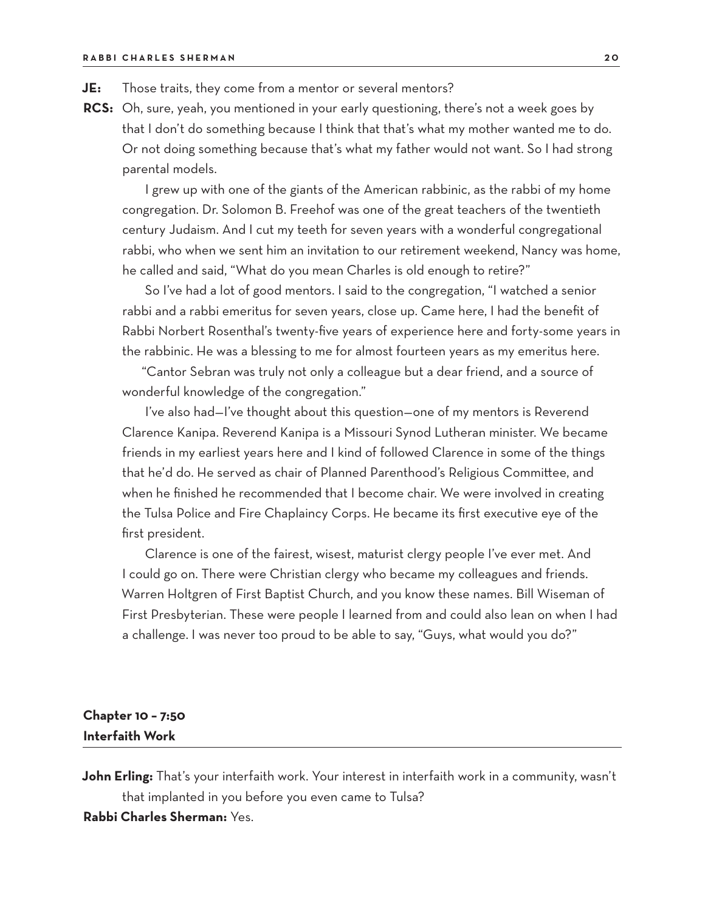**JE:** Those traits, they come from a mentor or several mentors?

**RCS:** Oh, sure, yeah, you mentioned in your early questioning, there's not a week goes by that I don't do something because I think that that's what my mother wanted me to do. Or not doing something because that's what my father would not want. So I had strong parental models.

I grew up with one of the giants of the American rabbinic, as the rabbi of my home congregation. Dr. Solomon B. Freehof was one of the great teachers of the twentieth century Judaism. And I cut my teeth for seven years with a wonderful congregational rabbi, who when we sent him an invitation to our retirement weekend, Nancy was home, he called and said, "What do you mean Charles is old enough to retire?"

So I've had a lot of good mentors. I said to the congregation, "I watched a senior rabbi and a rabbi emeritus for seven years, close up. Came here, I had the benefit of Rabbi Norbert Rosenthal's twenty-five years of experience here and forty-some years in the rabbinic. He was a blessing to me for almost fourteen years as my emeritus here.

"Cantor Sebran was truly not only a colleague but a dear friend, and a source of wonderful knowledge of the congregation."

I've also had—I've thought about this question—one of my mentors is Reverend Clarence Kanipa. Reverend Kanipa is a Missouri Synod Lutheran minister. We became friends in my earliest years here and I kind of followed Clarence in some of the things that he'd do. He served as chair of Planned Parenthood's Religious Committee, and when he finished he recommended that I become chair. We were involved in creating the Tulsa Police and Fire Chaplaincy Corps. He became its first executive eye of the first president.

Clarence is one of the fairest, wisest, maturist clergy people I've ever met. And I could go on. There were Christian clergy who became my colleagues and friends. Warren Holtgren of First Baptist Church, and you know these names. Bill Wiseman of First Presbyterian. These were people I learned from and could also lean on when I had a challenge. I was never too proud to be able to say, "Guys, what would you do?"

## Chapter 10 – 7:50
## Interfaith Work

**John Erling:** That's your interfaith work. Your interest in interfaith work in a community, wasn't that implanted in you before you even came to Tulsa?

**Rabbi Charles Sherman:** Yes.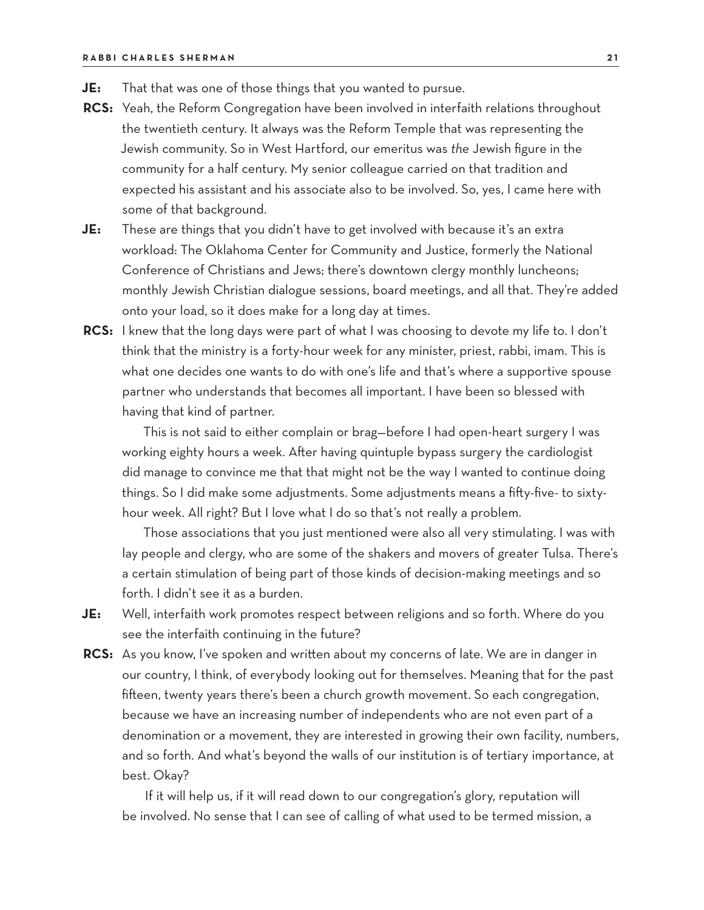**JE:** That that was one of those things that you wanted to pursue.

**RCS:** Yeah, the Reform Congregation have been involved in interfaith relations throughout the twentieth century. It always was the Reform Temple that was representing the Jewish community. So in West Hartford, our emeritus was *the* Jewish figure in the community for a half century. My senior colleague carried on that tradition and expected his assistant and his associate also to be involved. So, yes, I came here with some of that background.

**JE:** These are things that you didn't have to get involved with because it's an extra workload: The Oklahoma Center for Community and Justice, formerly the National Conference of Christians and Jews; there's downtown clergy monthly luncheons; monthly Jewish Christian dialogue sessions, board meetings, and all that. They're added onto your load, so it does make for a long day at times.

**RCS:** I knew that the long days were part of what I was choosing to devote my life to. I don't think that the ministry is a forty-hour week for any minister, priest, rabbi, imam. This is what one decides one wants to do with one's life and that's where a supportive spouse partner who understands that becomes all important. I have been so blessed with having that kind of partner.

This is not said to either complain or brag—before I had open-heart surgery I was working eighty hours a week. After having quintuple bypass surgery the cardiologist did manage to convince me that that might not be the way I wanted to continue doing things. So I did make some adjustments. Some adjustments means a fifty-five- to sixty-hour week. All right? But I love what I do so that's not really a problem.

Those associations that you just mentioned were also all very stimulating. I was with lay people and clergy, who are some of the shakers and movers of greater Tulsa. There's a certain stimulation of being part of those kinds of decision-making meetings and so forth. I didn't see it as a burden.

**JE:** Well, interfaith work promotes respect between religions and so forth. Where do you see the interfaith continuing in the future?

**RCS:** As you know, I've spoken and written about my concerns of late. We are in danger in our country, I think, of everybody looking out for themselves. Meaning that for the past fifteen, twenty years there's been a church growth movement. So each congregation, because we have an increasing number of independents who are not even part of a denomination or a movement, they are interested in growing their own facility, numbers, and so forth. And what's beyond the walls of our institution is of tertiary importance, at best. Okay?

If it will help us, if it will read down to our congregation's glory, reputation will be involved. No sense that I can see of calling of what used to be termed mission, a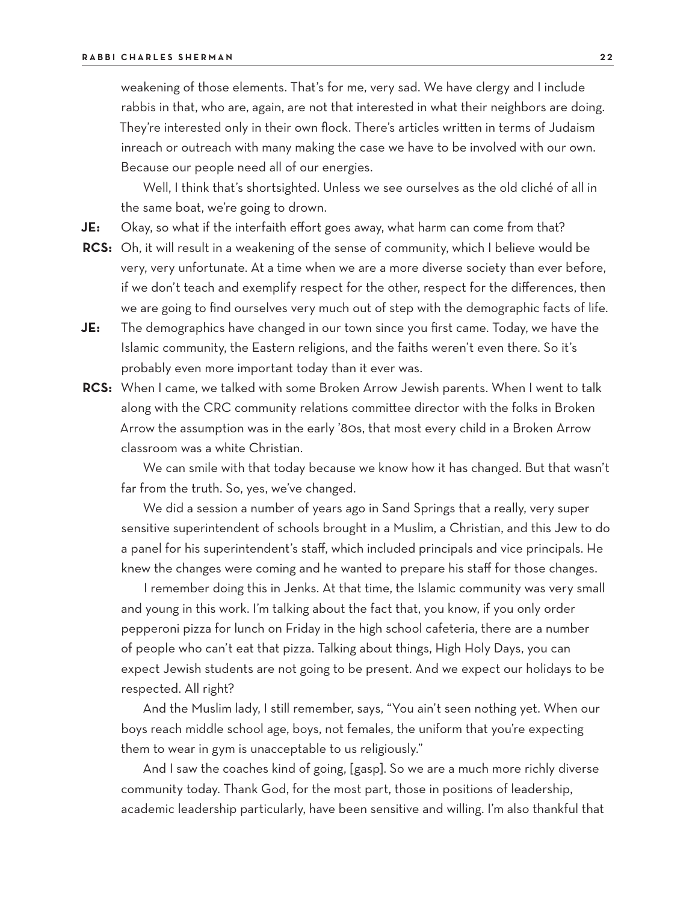weakening of those elements. That's for me, very sad. We have clergy and I include rabbis in that, who are, again, are not that interested in what their neighbors are doing. They're interested only in their own flock. There's articles written in terms of Judaism inreach or outreach with many making the case we have to be involved with our own. Because our people need all of our energies.

Well, I think that's shortsighted. Unless we see ourselves as the old cliché of all in the same boat, we're going to drown.

**JE:** Okay, so what if the interfaith effort goes away, what harm can come from that?

**RCS:** Oh, it will result in a weakening of the sense of community, which I believe would be very, very unfortunate. At a time when we are a more diverse society than ever before, if we don't teach and exemplify respect for the other, respect for the differences, then we are going to find ourselves very much out of step with the demographic facts of life.

**JE:** The demographics have changed in our town since you first came. Today, we have the Islamic community, the Eastern religions, and the faiths weren't even there. So it's probably even more important today than it ever was.

**RCS:** When I came, we talked with some Broken Arrow Jewish parents. When I went to talk along with the CRC community relations committee director with the folks in Broken Arrow the assumption was in the early '80s, that most every child in a Broken Arrow classroom was a white Christian.

We can smile with that today because we know how it has changed. But that wasn't far from the truth. So, yes, we've changed.

We did a session a number of years ago in Sand Springs that a really, very super sensitive superintendent of schools brought in a Muslim, a Christian, and this Jew to do a panel for his superintendent's staff, which included principals and vice principals. He knew the changes were coming and he wanted to prepare his staff for those changes.

I remember doing this in Jenks. At that time, the Islamic community was very small and young in this work. I'm talking about the fact that, you know, if you only order pepperoni pizza for lunch on Friday in the high school cafeteria, there are a number of people who can't eat that pizza. Talking about things, High Holy Days, you can expect Jewish students are not going to be present. And we expect our holidays to be respected. All right?

And the Muslim lady, I still remember, says, "You ain't seen nothing yet. When our boys reach middle school age, boys, not females, the uniform that you're expecting them to wear in gym is unacceptable to us religiously."

And I saw the coaches kind of going, [gasp]. So we are a much more richly diverse community today. Thank God, for the most part, those in positions of leadership, academic leadership particularly, have been sensitive and willing. I'm also thankful that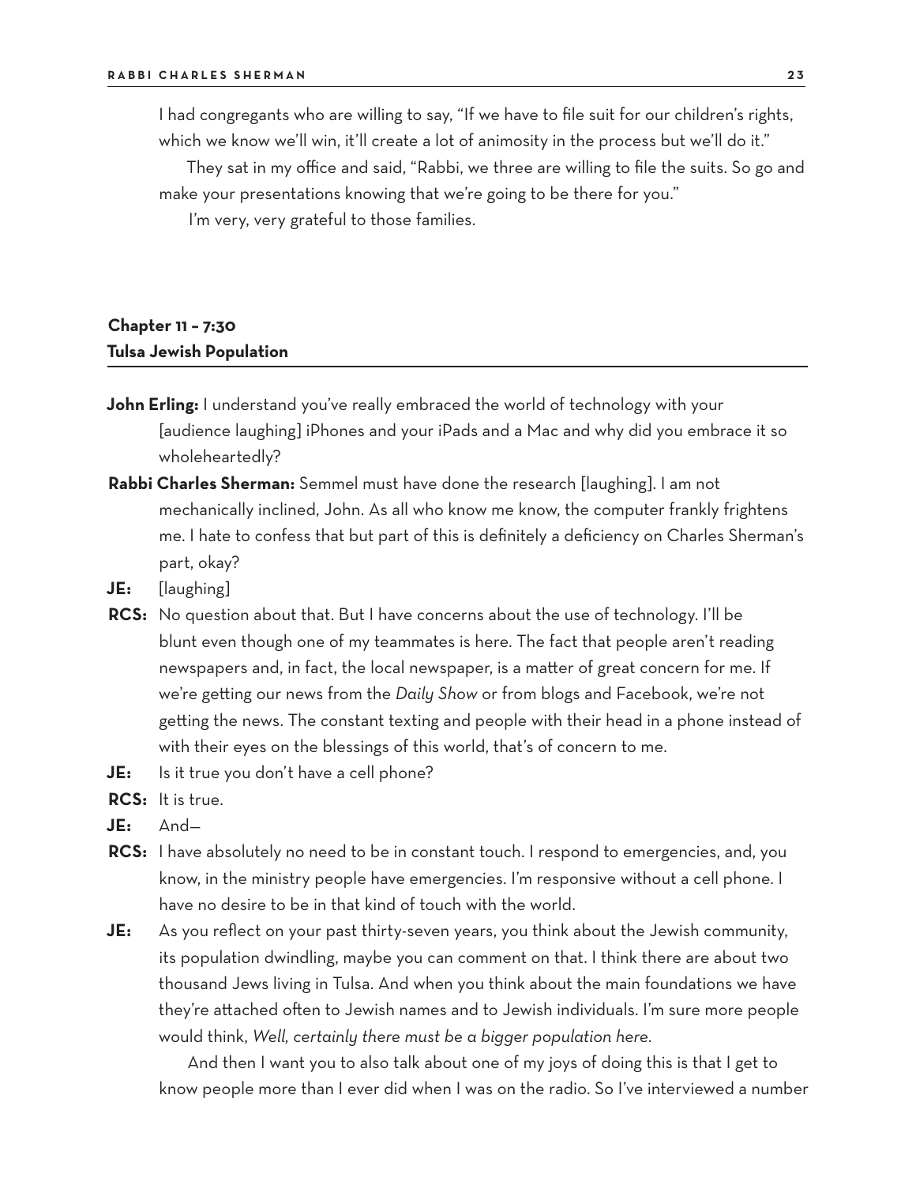I had congregants who are willing to say, "If we have to file suit for our children's rights, which we know we'll win, it'll create a lot of animosity in the process but we'll do it."

They sat in my office and said, "Rabbi, we three are willing to file the suits. So go and make your presentations knowing that we're going to be there for you."

I'm very, very grateful to those families.

## Chapter 11 – 7:30
## Tulsa Jewish Population

**John Erling:** I understand you've really embraced the world of technology with your [audience laughing] iPhones and your iPads and a Mac and why did you embrace it so wholeheartedly?

**Rabbi Charles Sherman:** Semmel must have done the research [laughing]. I am not mechanically inclined, John. As all who know me know, the computer frankly frightens me. I hate to confess that but part of this is definitely a deficiency on Charles Sherman's part, okay?

**JE:** [laughing]

**RCS:** No question about that. But I have concerns about the use of technology. I'll be blunt even though one of my teammates is here. The fact that people aren't reading newspapers and, in fact, the local newspaper, is a matter of great concern for me. If we're getting our news from the *Daily Show* or from blogs and Facebook, we're not getting the news. The constant texting and people with their head in a phone instead of with their eyes on the blessings of this world, that's of concern to me.

**JE:** Is it true you don't have a cell phone?

**RCS:** It is true.

**JE:** And—

**RCS:** I have absolutely no need to be in constant touch. I respond to emergencies, and, you know, in the ministry people have emergencies. I'm responsive without a cell phone. I have no desire to be in that kind of touch with the world.

**JE:** As you reflect on your past thirty-seven years, you think about the Jewish community, its population dwindling, maybe you can comment on that. I think there are about two thousand Jews living in Tulsa. And when you think about the main foundations we have they're attached often to Jewish names and to Jewish individuals. I'm sure more people would think, *Well, certainly there must be a bigger population here.*

And then I want you to also talk about one of my joys of doing this is that I get to know people more than I ever did when I was on the radio. So I've interviewed a number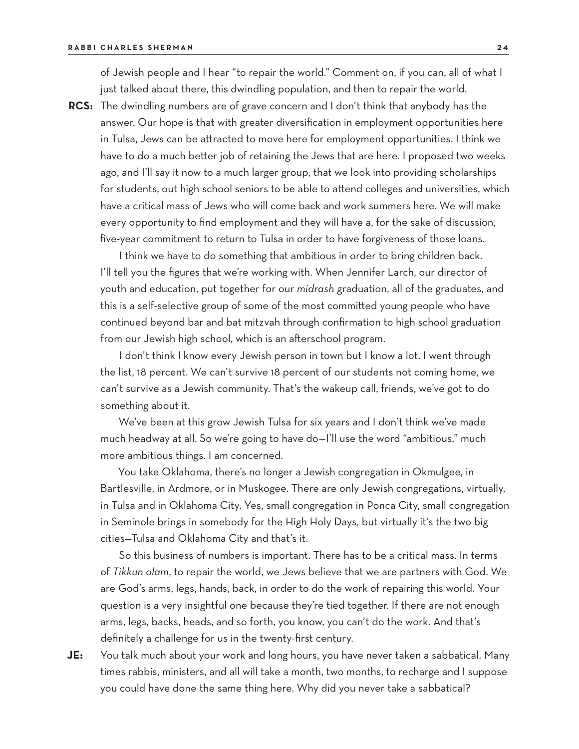of Jewish people and I hear "to repair the world." Comment on, if you can, all of what I just talked about there, this dwindling population, and then to repair the world.

**RCS:** The dwindling numbers are of grave concern and I don't think that anybody has the answer. Our hope is that with greater diversification in employment opportunities here in Tulsa, Jews can be attracted to move here for employment opportunities. I think we have to do a much better job of retaining the Jews that are here. I proposed two weeks ago, and I'll say it now to a much larger group, that we look into providing scholarships for students, out high school seniors to be able to attend colleges and universities, which have a critical mass of Jews who will come back and work summers here. We will make every opportunity to find employment and they will have a, for the sake of discussion, five-year commitment to return to Tulsa in order to have forgiveness of those loans.

I think we have to do something that ambitious in order to bring children back. I'll tell you the figures that we're working with. When Jennifer Larch, our director of youth and education, put together for our *midrash* graduation, all of the graduates, and this is a self-selective group of some of the most committed young people who have continued beyond bar and bat mitzvah through confirmation to high school graduation from our Jewish high school, which is an afterschool program.

I don't think I know every Jewish person in town but I know a lot. I went through the list, 18 percent. We can't survive 18 percent of our students not coming home, we can't survive as a Jewish community. That's the wakeup call, friends, we've got to do something about it.

We've been at this grow Jewish Tulsa for six years and I don't think we've made much headway at all. So we're going to have do—I'll use the word "ambitious," much more ambitious things. I am concerned.

You take Oklahoma, there's no longer a Jewish congregation in Okmulgee, in Bartlesville, in Ardmore, or in Muskogee. There are only Jewish congregations, virtually, in Tulsa and in Oklahoma City. Yes, small congregation in Ponca City, small congregation in Seminole brings in somebody for the High Holy Days, but virtually it's the two big cities—Tulsa and Oklahoma City and that's it.

So this business of numbers is important. There has to be a critical mass. In terms of *Tikkun olam*, to repair the world, we Jews believe that we are partners with God. We are God's arms, legs, hands, back, in order to do the work of repairing this world. Your question is a very insightful one because they're tied together. If there are not enough arms, legs, backs, heads, and so forth, you know, you can't do the work. And that's definitely a challenge for us in the twenty-first century.

**JE:** You talk much about your work and long hours, you have never taken a sabbatical. Many times rabbis, ministers, and all will take a month, two months, to recharge and I suppose you could have done the same thing here. Why did you never take a sabbatical?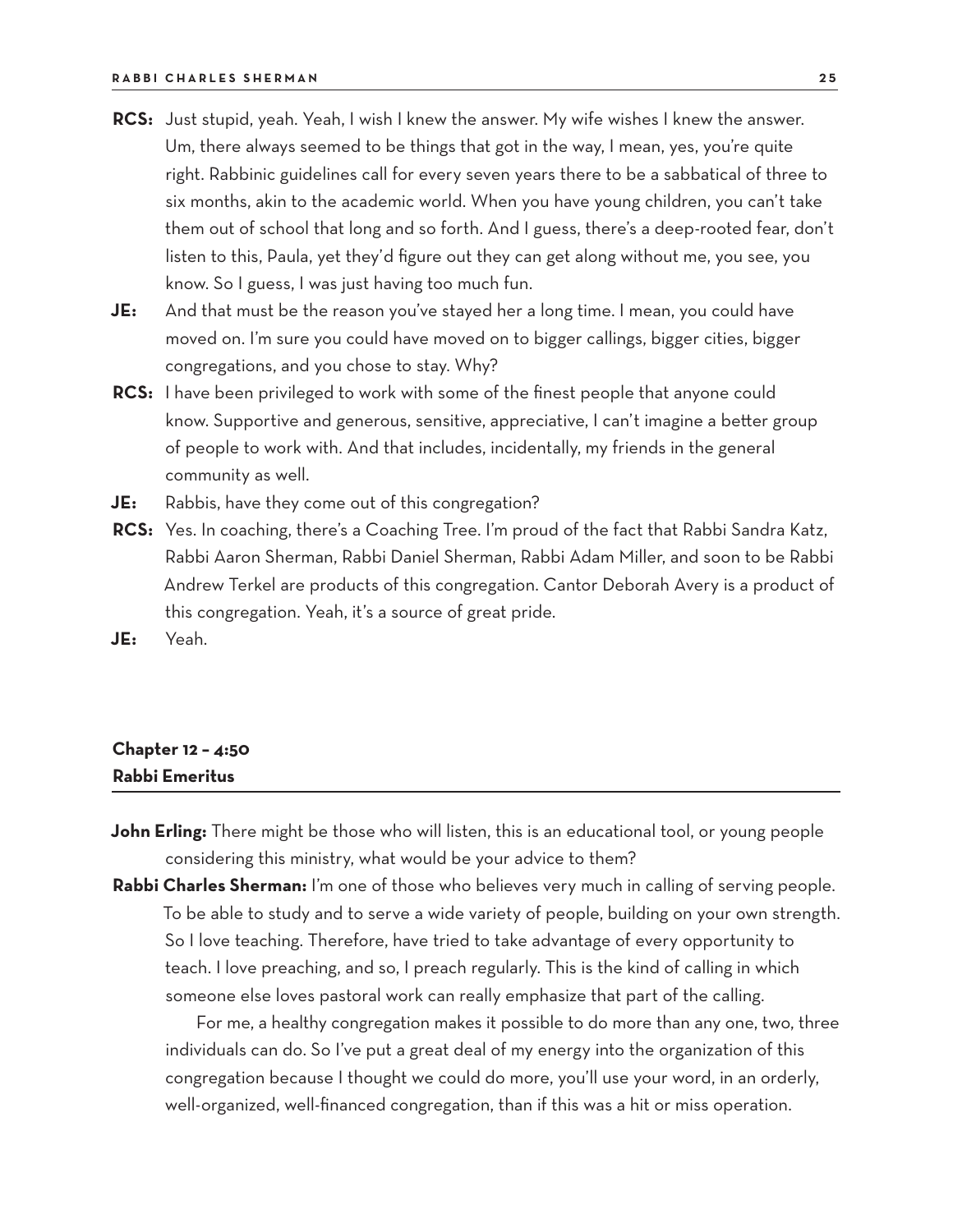**RCS:** Just stupid, yeah. Yeah, I wish I knew the answer. My wife wishes I knew the answer. Um, there always seemed to be things that got in the way, I mean, yes, you're quite right. Rabbinic guidelines call for every seven years there to be a sabbatical of three to six months, akin to the academic world. When you have young children, you can't take them out of school that long and so forth. And I guess, there's a deep-rooted fear, don't listen to this, Paula, yet they'd figure out they can get along without me, you see, you know. So I guess, I was just having too much fun.

**JE:** And that must be the reason you've stayed her a long time. I mean, you could have moved on. I'm sure you could have moved on to bigger callings, bigger cities, bigger congregations, and you chose to stay. Why?

**RCS:** I have been privileged to work with some of the finest people that anyone could know. Supportive and generous, sensitive, appreciative, I can't imagine a better group of people to work with. And that includes, incidentally, my friends in the general community as well.

**JE:** Rabbis, have they come out of this congregation?

**RCS:** Yes. In coaching, there's a Coaching Tree. I'm proud of the fact that Rabbi Sandra Katz, Rabbi Aaron Sherman, Rabbi Daniel Sherman, Rabbi Adam Miller, and soon to be Rabbi Andrew Terkel are products of this congregation. Cantor Deborah Avery is a product of this congregation. Yeah, it's a source of great pride.

**JE:** Yeah.

## Chapter 12 – 4:50
## Rabbi Emeritus

**John Erling:** There might be those who will listen, this is an educational tool, or young people considering this ministry, what would be your advice to them?

**Rabbi Charles Sherman:** I'm one of those who believes very much in calling of serving people. To be able to study and to serve a wide variety of people, building on your own strength. So I love teaching. Therefore, have tried to take advantage of every opportunity to teach. I love preaching, and so, I preach regularly. This is the kind of calling in which someone else loves pastoral work can really emphasize that part of the calling.

For me, a healthy congregation makes it possible to do more than any one, two, three individuals can do. So I've put a great deal of my energy into the organization of this congregation because I thought we could do more, you'll use your word, in an orderly, well-organized, well-financed congregation, than if this was a hit or miss operation.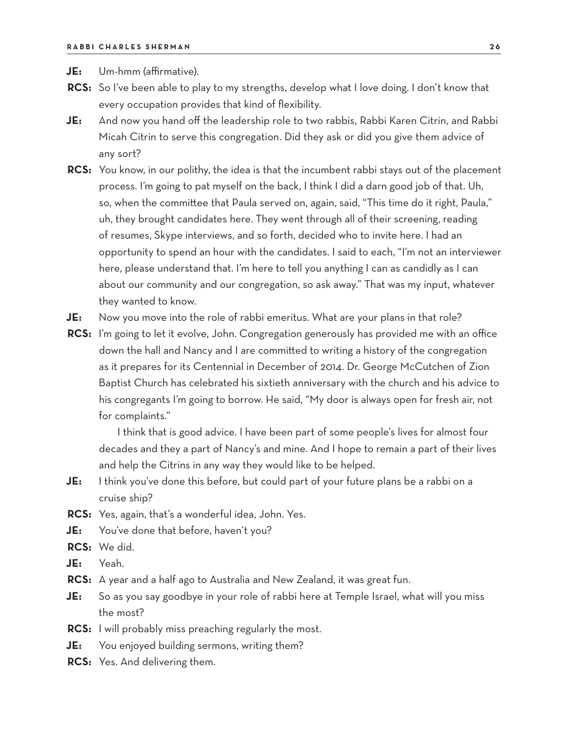**JE:** Um-hmm (affirmative).

**RCS:** So I've been able to play to my strengths, develop what I love doing. I don't know that every occupation provides that kind of flexibility.

**JE:** And now you hand off the leadership role to two rabbis, Rabbi Karen Citrin, and Rabbi Micah Citrin to serve this congregation. Did they ask or did you give them advice of any sort?

**RCS:** You know, in our polithy, the idea is that the incumbent rabbi stays out of the placement process. I'm going to pat myself on the back, I think I did a darn good job of that. Uh, so, when the committee that Paula served on, again, said, "This time do it right, Paula," uh, they brought candidates here. They went through all of their screening, reading of resumes, Skype interviews, and so forth, decided who to invite here. I had an opportunity to spend an hour with the candidates. I said to each, "I'm not an interviewer here, please understand that. I'm here to tell you anything I can as candidly as I can about our community and our congregation, so ask away." That was my input, whatever they wanted to know.

**JE:** Now you move into the role of rabbi emeritus. What are your plans in that role?

**RCS:** I'm going to let it evolve, John. Congregation generously has provided me with an office down the hall and Nancy and I are committed to writing a history of the congregation as it prepares for its Centennial in December of 2014. Dr. George McCutchen of Zion Baptist Church has celebrated his sixtieth anniversary with the church and his advice to his congregants I'm going to borrow. He said, "My door is always open for fresh air, not for complaints."

I think that is good advice. I have been part of some people's lives for almost four decades and they a part of Nancy's and mine. And I hope to remain a part of their lives and help the Citrins in any way they would like to be helped.

**JE:** I think you've done this before, but could part of your future plans be a rabbi on a cruise ship?

**RCS:** Yes, again, that's a wonderful idea, John. Yes.

**JE:** You've done that before, haven't you?

**RCS:** We did.

**JE:** Yeah.

**RCS:** A year and a half ago to Australia and New Zealand, it was great fun.

**JE:** So as you say goodbye in your role of rabbi here at Temple Israel, what will you miss the most?

**RCS:** I will probably miss preaching regularly the most.

**JE:** You enjoyed building sermons, writing them?

**RCS:** Yes. And delivering them.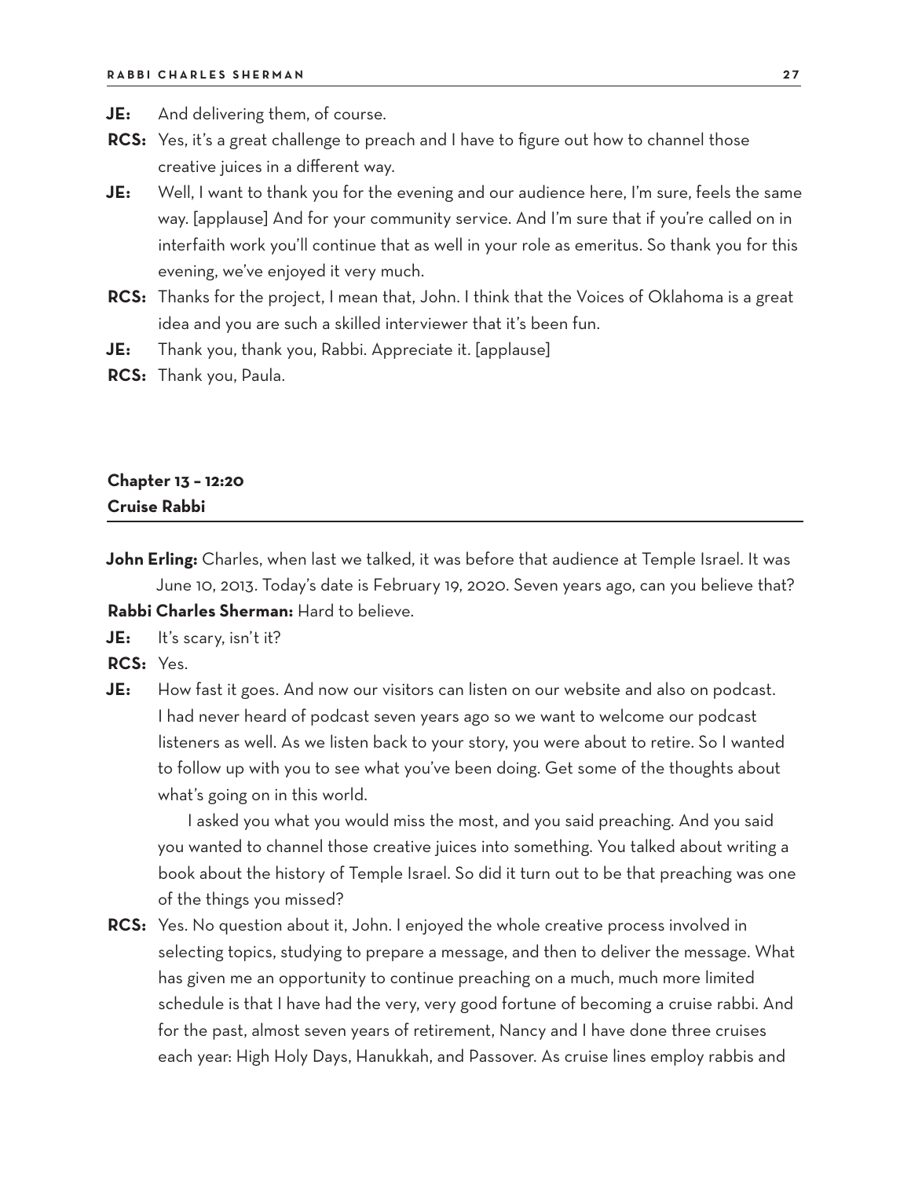**JE:** And delivering them, of course.

**RCS:** Yes, it's a great challenge to preach and I have to figure out how to channel those creative juices in a different way.

**JE:** Well, I want to thank you for the evening and our audience here, I'm sure, feels the same way. [applause] And for your community service. And I'm sure that if you're called on in interfaith work you'll continue that as well in your role as emeritus. So thank you for this evening, we've enjoyed it very much.

**RCS:** Thanks for the project, I mean that, John. I think that the Voices of Oklahoma is a great idea and you are such a skilled interviewer that it's been fun.

**JE:** Thank you, thank you, Rabbi. Appreciate it. [applause]

**RCS:** Thank you, Paula.

## Chapter 13 – 12:20
## Cruise Rabbi

**John Erling:** Charles, when last we talked, it was before that audience at Temple Israel. It was June 10, 2013. Today's date is February 19, 2020. Seven years ago, can you believe that?

**Rabbi Charles Sherman:** Hard to believe.

**JE:** It's scary, isn't it?

**RCS:** Yes.

**JE:** How fast it goes. And now our visitors can listen on our website and also on podcast. I had never heard of podcast seven years ago so we want to welcome our podcast listeners as well. As we listen back to your story, you were about to retire. So I wanted to follow up with you to see what you've been doing. Get some of the thoughts about what's going on in this world.

I asked you what you would miss the most, and you said preaching. And you said you wanted to channel those creative juices into something. You talked about writing a book about the history of Temple Israel. So did it turn out to be that preaching was one of the things you missed?

**RCS:** Yes. No question about it, John. I enjoyed the whole creative process involved in selecting topics, studying to prepare a message, and then to deliver the message. What has given me an opportunity to continue preaching on a much, much more limited schedule is that I have had the very, very good fortune of becoming a cruise rabbi. And for the past, almost seven years of retirement, Nancy and I have done three cruises each year: High Holy Days, Hanukkah, and Passover. As cruise lines employ rabbis and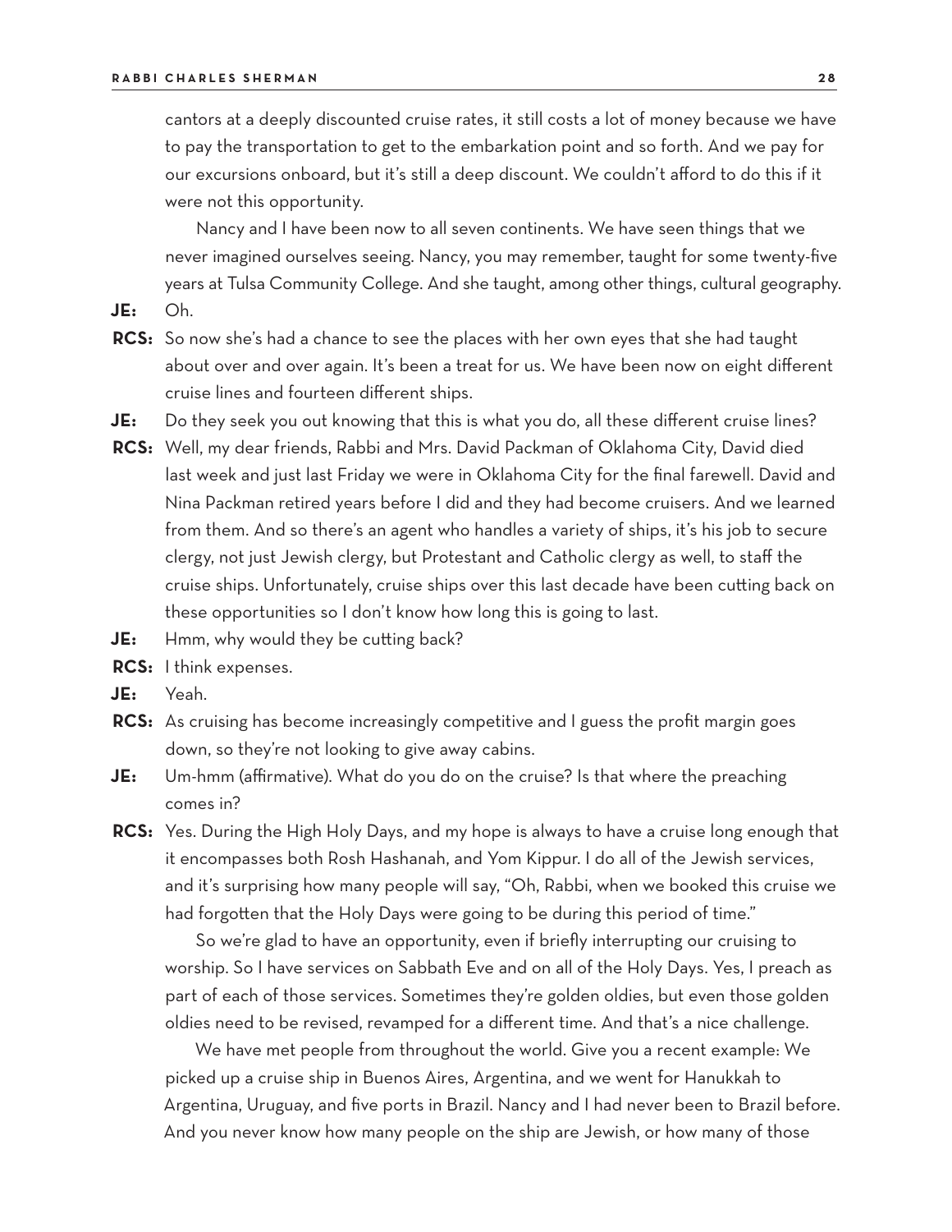cantors at a deeply discounted cruise rates, it still costs a lot of money because we have to pay the transportation to get to the embarkation point and so forth. And we pay for our excursions onboard, but it's still a deep discount. We couldn't afford to do this if it were not this opportunity.

Nancy and I have been now to all seven continents. We have seen things that we never imagined ourselves seeing. Nancy, you may remember, taught for some twenty-five years at Tulsa Community College. And she taught, among other things, cultural geography.

**JE:** Oh.

**RCS:** So now she's had a chance to see the places with her own eyes that she had taught about over and over again. It's been a treat for us. We have been now on eight different cruise lines and fourteen different ships.

**JE:** Do they seek you out knowing that this is what you do, all these different cruise lines?

**RCS:** Well, my dear friends, Rabbi and Mrs. David Packman of Oklahoma City, David died last week and just last Friday we were in Oklahoma City for the final farewell. David and Nina Packman retired years before I did and they had become cruisers. And we learned from them. And so there's an agent who handles a variety of ships, it's his job to secure clergy, not just Jewish clergy, but Protestant and Catholic clergy as well, to staff the cruise ships. Unfortunately, cruise ships over this last decade have been cutting back on these opportunities so I don't know how long this is going to last.

**JE:** Hmm, why would they be cutting back?

**RCS:** I think expenses.

**JE:** Yeah.

**RCS:** As cruising has become increasingly competitive and I guess the profit margin goes down, so they're not looking to give away cabins.

**JE:** Um-hmm (affirmative). What do you do on the cruise? Is that where the preaching comes in?

**RCS:** Yes. During the High Holy Days, and my hope is always to have a cruise long enough that it encompasses both Rosh Hashanah, and Yom Kippur. I do all of the Jewish services, and it's surprising how many people will say, "Oh, Rabbi, when we booked this cruise we had forgotten that the Holy Days were going to be during this period of time."

So we're glad to have an opportunity, even if briefly interrupting our cruising to worship. So I have services on Sabbath Eve and on all of the Holy Days. Yes, I preach as part of each of those services. Sometimes they're golden oldies, but even those golden oldies need to be revised, revamped for a different time. And that's a nice challenge.

We have met people from throughout the world. Give you a recent example: We picked up a cruise ship in Buenos Aires, Argentina, and we went for Hanukkah to Argentina, Uruguay, and five ports in Brazil. Nancy and I had never been to Brazil before. And you never know how many people on the ship are Jewish, or how many of those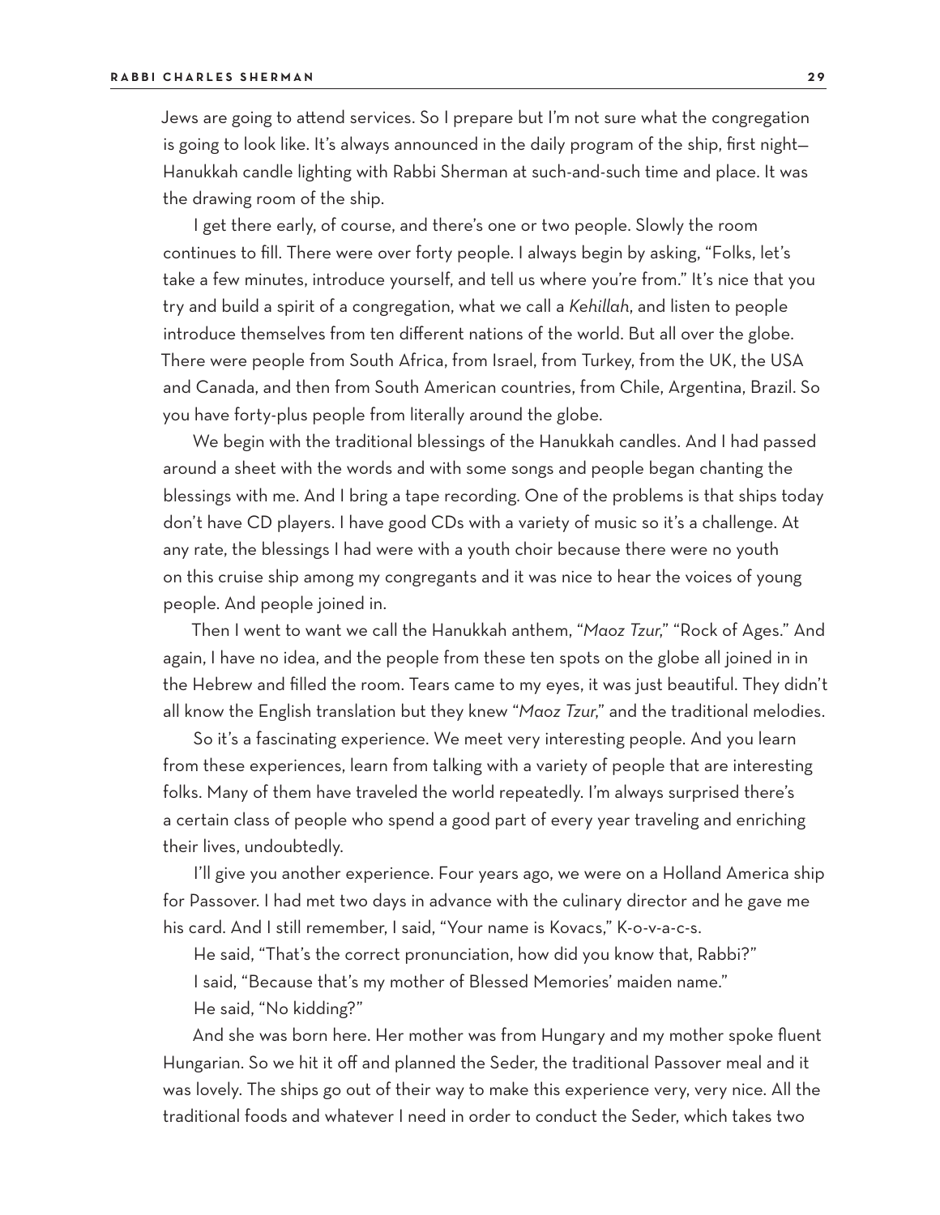Jews are going to attend services. So I prepare but I'm not sure what the congregation is going to look like. It's always announced in the daily program of the ship, first night—Hanukkah candle lighting with Rabbi Sherman at such-and-such time and place. It was the drawing room of the ship.

I get there early, of course, and there's one or two people. Slowly the room continues to fill. There were over forty people. I always begin by asking, "Folks, let's take a few minutes, introduce yourself, and tell us where you're from." It's nice that you try and build a spirit of a congregation, what we call a *Kehillah*, and listen to people introduce themselves from ten different nations of the world. But all over the globe. There were people from South Africa, from Israel, from Turkey, from the UK, the USA and Canada, and then from South American countries, from Chile, Argentina, Brazil. So you have forty-plus people from literally around the globe.

We begin with the traditional blessings of the Hanukkah candles. And I had passed around a sheet with the words and with some songs and people began chanting the blessings with me. And I bring a tape recording. One of the problems is that ships today don't have CD players. I have good CDs with a variety of music so it's a challenge. At any rate, the blessings I had were with a youth choir because there were no youth on this cruise ship among my congregants and it was nice to hear the voices of young people. And people joined in.

Then I went to want we call the Hanukkah anthem, "*Maoz Tzur*," "Rock of Ages." And again, I have no idea, and the people from these ten spots on the globe all joined in in the Hebrew and filled the room. Tears came to my eyes, it was just beautiful. They didn't all know the English translation but they knew "*Maoz Tzur*," and the traditional melodies.

So it's a fascinating experience. We meet very interesting people. And you learn from these experiences, learn from talking with a variety of people that are interesting folks. Many of them have traveled the world repeatedly. I'm always surprised there's a certain class of people who spend a good part of every year traveling and enriching their lives, undoubtedly.

I'll give you another experience. Four years ago, we were on a Holland America ship for Passover. I had met two days in advance with the culinary director and he gave me his card. And I still remember, I said, "Your name is Kovacs," K-o-v-a-c-s.

He said, "That's the correct pronunciation, how did you know that, Rabbi?"

I said, "Because that's my mother of Blessed Memories' maiden name."

He said, "No kidding?"

And she was born here. Her mother was from Hungary and my mother spoke fluent Hungarian. So we hit it off and planned the Seder, the traditional Passover meal and it was lovely. The ships go out of their way to make this experience very, very nice. All the traditional foods and whatever I need in order to conduct the Seder, which takes two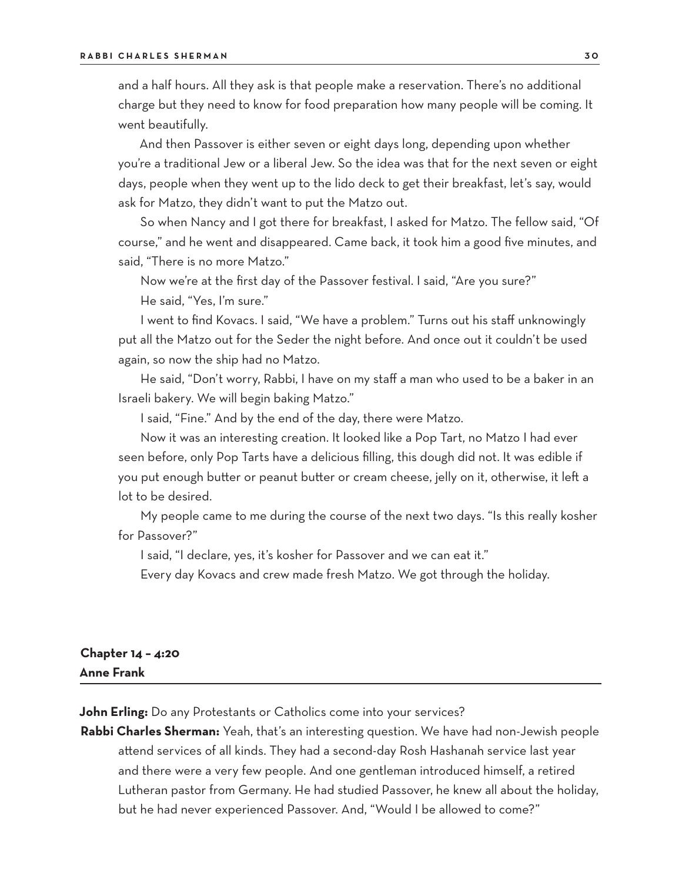and a half hours. All they ask is that people make a reservation. There's no additional charge but they need to know for food preparation how many people will be coming. It went beautifully.

And then Passover is either seven or eight days long, depending upon whether you're a traditional Jew or a liberal Jew. So the idea was that for the next seven or eight days, people when they went up to the lido deck to get their breakfast, let's say, would ask for Matzo, they didn't want to put the Matzo out.

So when Nancy and I got there for breakfast, I asked for Matzo. The fellow said, "Of course," and he went and disappeared. Came back, it took him a good five minutes, and said, "There is no more Matzo."

Now we're at the first day of the Passover festival. I said, "Are you sure?"

He said, "Yes, I'm sure."

I went to find Kovacs. I said, "We have a problem." Turns out his staff unknowingly put all the Matzo out for the Seder the night before. And once out it couldn't be used again, so now the ship had no Matzo.

He said, "Don't worry, Rabbi, I have on my staff a man who used to be a baker in an Israeli bakery. We will begin baking Matzo."

I said, "Fine." And by the end of the day, there were Matzo.

Now it was an interesting creation. It looked like a Pop Tart, no Matzo I had ever seen before, only Pop Tarts have a delicious filling, this dough did not. It was edible if you put enough butter or peanut butter or cream cheese, jelly on it, otherwise, it left a lot to be desired.

My people came to me during the course of the next two days. "Is this really kosher for Passover?"

I said, "I declare, yes, it's kosher for Passover and we can eat it."

Every day Kovacs and crew made fresh Matzo. We got through the holiday.

## Chapter 14 – 4:20
## Anne Frank

**John Erling:** Do any Protestants or Catholics come into your services?

**Rabbi Charles Sherman:** Yeah, that's an interesting question. We have had non-Jewish people attend services of all kinds. They had a second-day Rosh Hashanah service last year and there were a very few people. And one gentleman introduced himself, a retired Lutheran pastor from Germany. He had studied Passover, he knew all about the holiday, but he had never experienced Passover. And, "Would I be allowed to come?"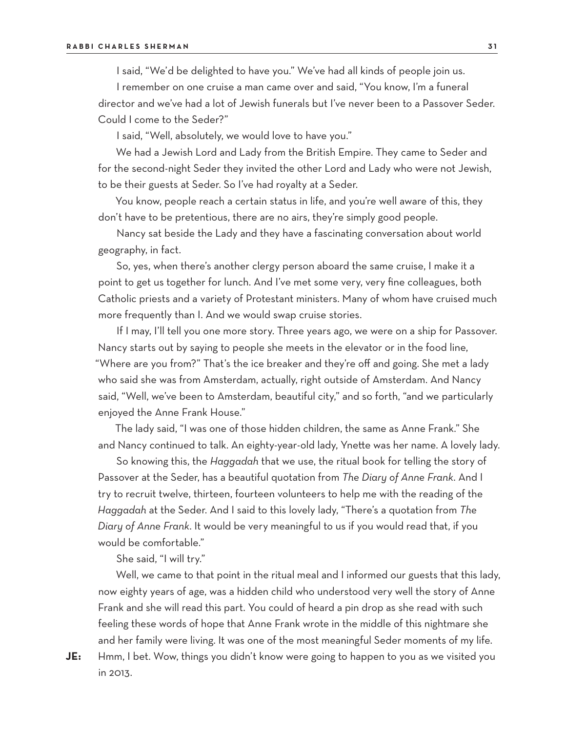I said, "We'd be delighted to have you." We've had all kinds of people join us.

I remember on one cruise a man came over and said, "You know, I'm a funeral director and we've had a lot of Jewish funerals but I've never been to a Passover Seder. Could I come to the Seder?"

I said, "Well, absolutely, we would love to have you."

We had a Jewish Lord and Lady from the British Empire. They came to Seder and for the second-night Seder they invited the other Lord and Lady who were not Jewish, to be their guests at Seder. So I've had royalty at a Seder.

You know, people reach a certain status in life, and you're well aware of this, they don't have to be pretentious, there are no airs, they're simply good people.

Nancy sat beside the Lady and they have a fascinating conversation about world geography, in fact.

So, yes, when there's another clergy person aboard the same cruise, I make it a point to get us together for lunch. And I've met some very, very fine colleagues, both Catholic priests and a variety of Protestant ministers. Many of whom have cruised much more frequently than I. And we would swap cruise stories.

If I may, I'll tell you one more story. Three years ago, we were on a ship for Passover. Nancy starts out by saying to people she meets in the elevator or in the food line, "Where are you from?" That's the ice breaker and they're off and going. She met a lady who said she was from Amsterdam, actually, right outside of Amsterdam. And Nancy said, "Well, we've been to Amsterdam, beautiful city," and so forth, "and we particularly enjoyed the Anne Frank House."

The lady said, "I was one of those hidden children, the same as Anne Frank." She and Nancy continued to talk. An eighty-year-old lady, Ynette was her name. A lovely lady.

So knowing this, the *Haggadah* that we use, the ritual book for telling the story of Passover at the Seder, has a beautiful quotation from *The Diary of Anne Frank*. And I try to recruit twelve, thirteen, fourteen volunteers to help me with the reading of the *Haggadah* at the Seder. And I said to this lovely lady, "There's a quotation from *The Diary of Anne Frank*. It would be very meaningful to us if you would read that, if you would be comfortable."

She said, "I will try."

Well, we came to that point in the ritual meal and I informed our guests that this lady, now eighty years of age, was a hidden child who understood very well the story of Anne Frank and she will read this part. You could of heard a pin drop as she read with such feeling these words of hope that Anne Frank wrote in the middle of this nightmare she and her family were living. It was one of the most meaningful Seder moments of my life.

**JE:** Hmm, I bet. Wow, things you didn't know were going to happen to you as we visited you in 2013.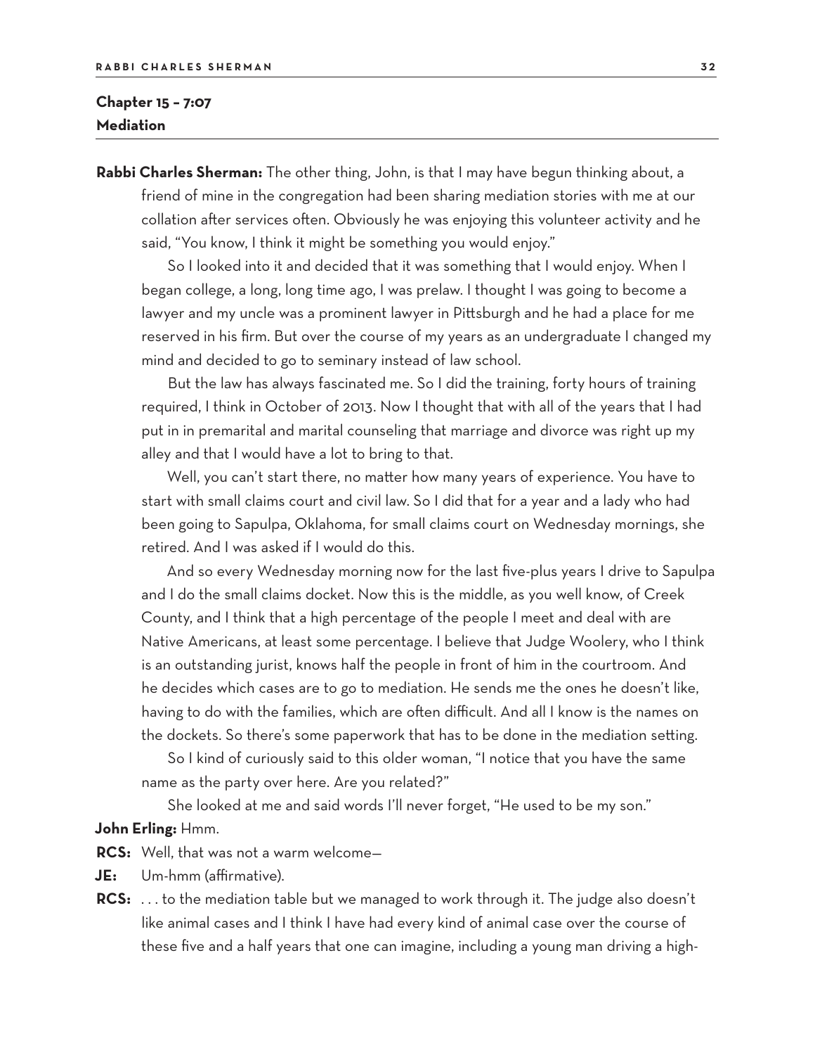## Chapter 15 – 7:07
## Mediation

**Rabbi Charles Sherman:** The other thing, John, is that I may have begun thinking about, a friend of mine in the congregation had been sharing mediation stories with me at our collation after services often. Obviously he was enjoying this volunteer activity and he said, "You know, I think it might be something you would enjoy."

So I looked into it and decided that it was something that I would enjoy. When I began college, a long, long time ago, I was prelaw. I thought I was going to become a lawyer and my uncle was a prominent lawyer in Pittsburgh and he had a place for me reserved in his firm. But over the course of my years as an undergraduate I changed my mind and decided to go to seminary instead of law school.

But the law has always fascinated me. So I did the training, forty hours of training required, I think in October of 2013. Now I thought that with all of the years that I had put in in premarital and marital counseling that marriage and divorce was right up my alley and that I would have a lot to bring to that.

Well, you can't start there, no matter how many years of experience. You have to start with small claims court and civil law. So I did that for a year and a lady who had been going to Sapulpa, Oklahoma, for small claims court on Wednesday mornings, she retired. And I was asked if I would do this.

And so every Wednesday morning now for the last five-plus years I drive to Sapulpa and I do the small claims docket. Now this is the middle, as you well know, of Creek County, and I think that a high percentage of the people I meet and deal with are Native Americans, at least some percentage. I believe that Judge Woolery, who I think is an outstanding jurist, knows half the people in front of him in the courtroom. And he decides which cases are to go to mediation. He sends me the ones he doesn't like, having to do with the families, which are often difficult. And all I know is the names on the dockets. So there's some paperwork that has to be done in the mediation setting.

So I kind of curiously said to this older woman, "I notice that you have the same name as the party over here. Are you related?"

She looked at me and said words I'll never forget, "He used to be my son."

**John Erling:** Hmm.

**RCS:** Well, that was not a warm welcome—

**JE:** Um-hmm (affirmative).

**RCS:** . . . to the mediation table but we managed to work through it. The judge also doesn't like animal cases and I think I have had every kind of animal case over the course of these five and a half years that one can imagine, including a young man driving a high-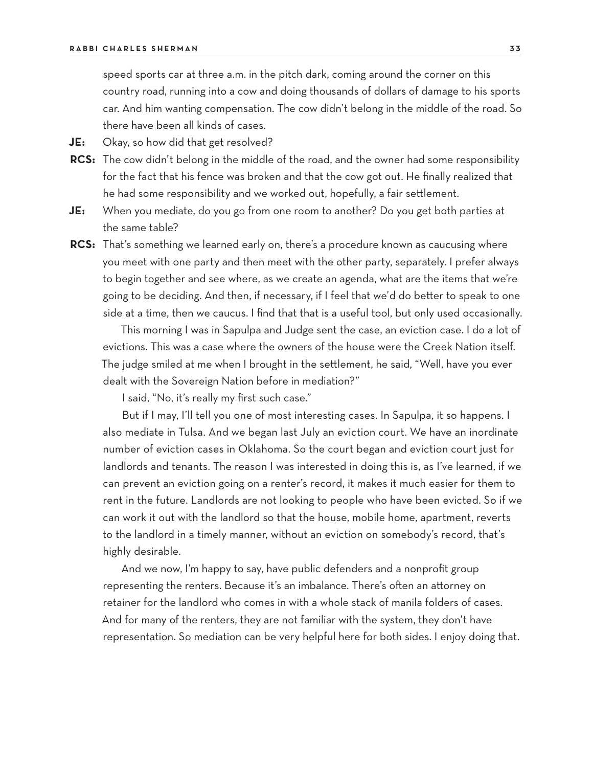speed sports car at three a.m. in the pitch dark, coming around the corner on this country road, running into a cow and doing thousands of dollars of damage to his sports car. And him wanting compensation. The cow didn't belong in the middle of the road. So there have been all kinds of cases.

**JE:** Okay, so how did that get resolved?

**RCS:** The cow didn't belong in the middle of the road, and the owner had some responsibility for the fact that his fence was broken and that the cow got out. He finally realized that he had some responsibility and we worked out, hopefully, a fair settlement.

**JE:** When you mediate, do you go from one room to another? Do you get both parties at the same table?

**RCS:** That's something we learned early on, there's a procedure known as caucusing where you meet with one party and then meet with the other party, separately. I prefer always to begin together and see where, as we create an agenda, what are the items that we're going to be deciding. And then, if necessary, if I feel that we'd do better to speak to one side at a time, then we caucus. I find that that is a useful tool, but only used occasionally.

This morning I was in Sapulpa and Judge sent the case, an eviction case. I do a lot of evictions. This was a case where the owners of the house were the Creek Nation itself. The judge smiled at me when I brought in the settlement, he said, "Well, have you ever dealt with the Sovereign Nation before in mediation?"

I said, "No, it's really my first such case."

But if I may, I'll tell you one of most interesting cases. In Sapulpa, it so happens. I also mediate in Tulsa. And we began last July an eviction court. We have an inordinate number of eviction cases in Oklahoma. So the court began and eviction court just for landlords and tenants. The reason I was interested in doing this is, as I've learned, if we can prevent an eviction going on a renter's record, it makes it much easier for them to rent in the future. Landlords are not looking to people who have been evicted. So if we can work it out with the landlord so that the house, mobile home, apartment, reverts to the landlord in a timely manner, without an eviction on somebody's record, that's highly desirable.

And we now, I'm happy to say, have public defenders and a nonprofit group representing the renters. Because it's an imbalance. There's often an attorney on retainer for the landlord who comes in with a whole stack of manila folders of cases. And for many of the renters, they are not familiar with the system, they don't have representation. So mediation can be very helpful here for both sides. I enjoy doing that.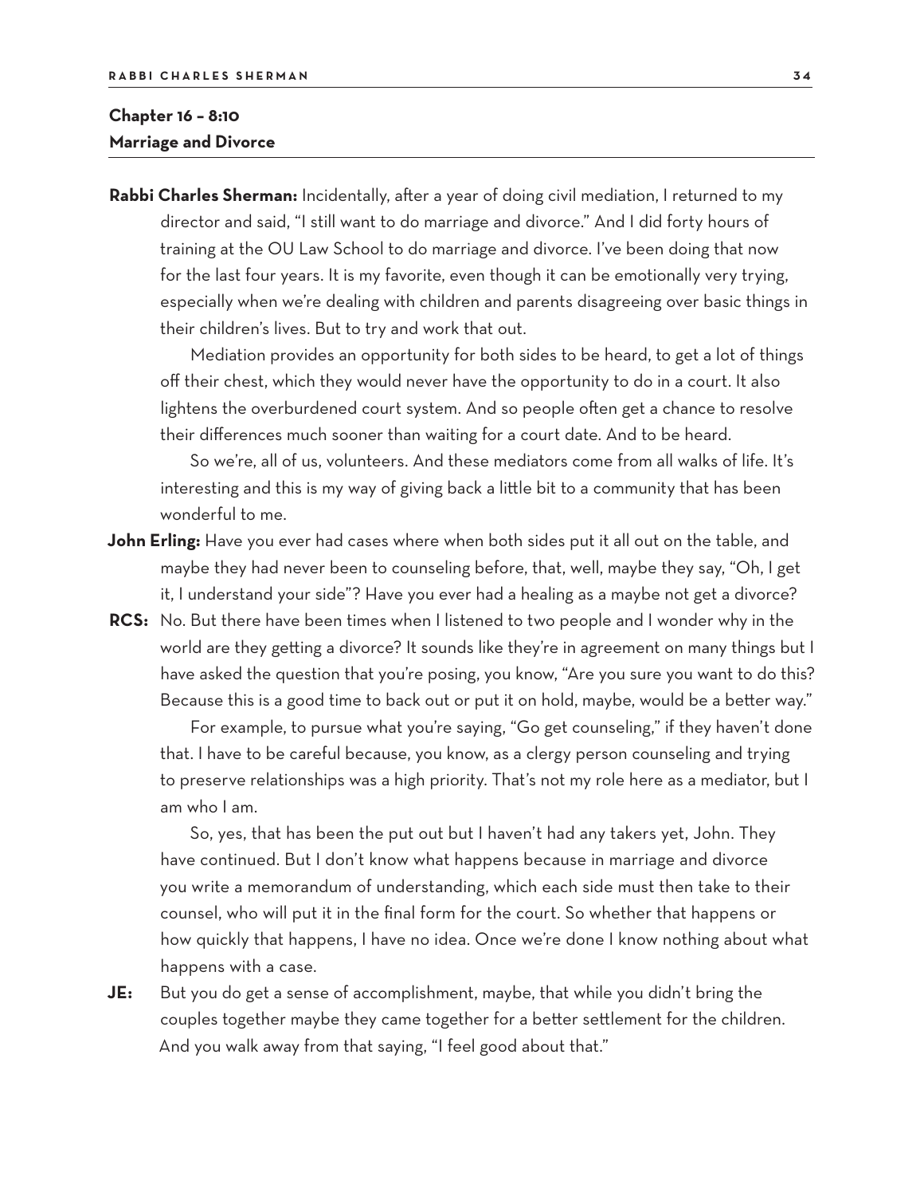## Chapter 16 – 8:10
## Marriage and Divorce

**Rabbi Charles Sherman:** Incidentally, after a year of doing civil mediation, I returned to my director and said, "I still want to do marriage and divorce." And I did forty hours of training at the OU Law School to do marriage and divorce. I've been doing that now for the last four years. It is my favorite, even though it can be emotionally very trying, especially when we're dealing with children and parents disagreeing over basic things in their children's lives. But to try and work that out.

Mediation provides an opportunity for both sides to be heard, to get a lot of things off their chest, which they would never have the opportunity to do in a court. It also lightens the overburdened court system. And so people often get a chance to resolve their differences much sooner than waiting for a court date. And to be heard.

So we're, all of us, volunteers. And these mediators come from all walks of life. It's interesting and this is my way of giving back a little bit to a community that has been wonderful to me.

**John Erling:** Have you ever had cases where when both sides put it all out on the table, and maybe they had never been to counseling before, that, well, maybe they say, "Oh, I get it, I understand your side"? Have you ever had a healing as a maybe not get a divorce?

**RCS:** No. But there have been times when I listened to two people and I wonder why in the world are they getting a divorce? It sounds like they're in agreement on many things but I have asked the question that you're posing, you know, "Are you sure you want to do this? Because this is a good time to back out or put it on hold, maybe, would be a better way."

For example, to pursue what you're saying, "Go get counseling," if they haven't done that. I have to be careful because, you know, as a clergy person counseling and trying to preserve relationships was a high priority. That's not my role here as a mediator, but I am who I am.

So, yes, that has been the put out but I haven't had any takers yet, John. They have continued. But I don't know what happens because in marriage and divorce you write a memorandum of understanding, which each side must then take to their counsel, who will put it in the final form for the court. So whether that happens or how quickly that happens, I have no idea. Once we're done I know nothing about what happens with a case.

**JE:** But you do get a sense of accomplishment, maybe, that while you didn't bring the couples together maybe they came together for a better settlement for the children. And you walk away from that saying, "I feel good about that."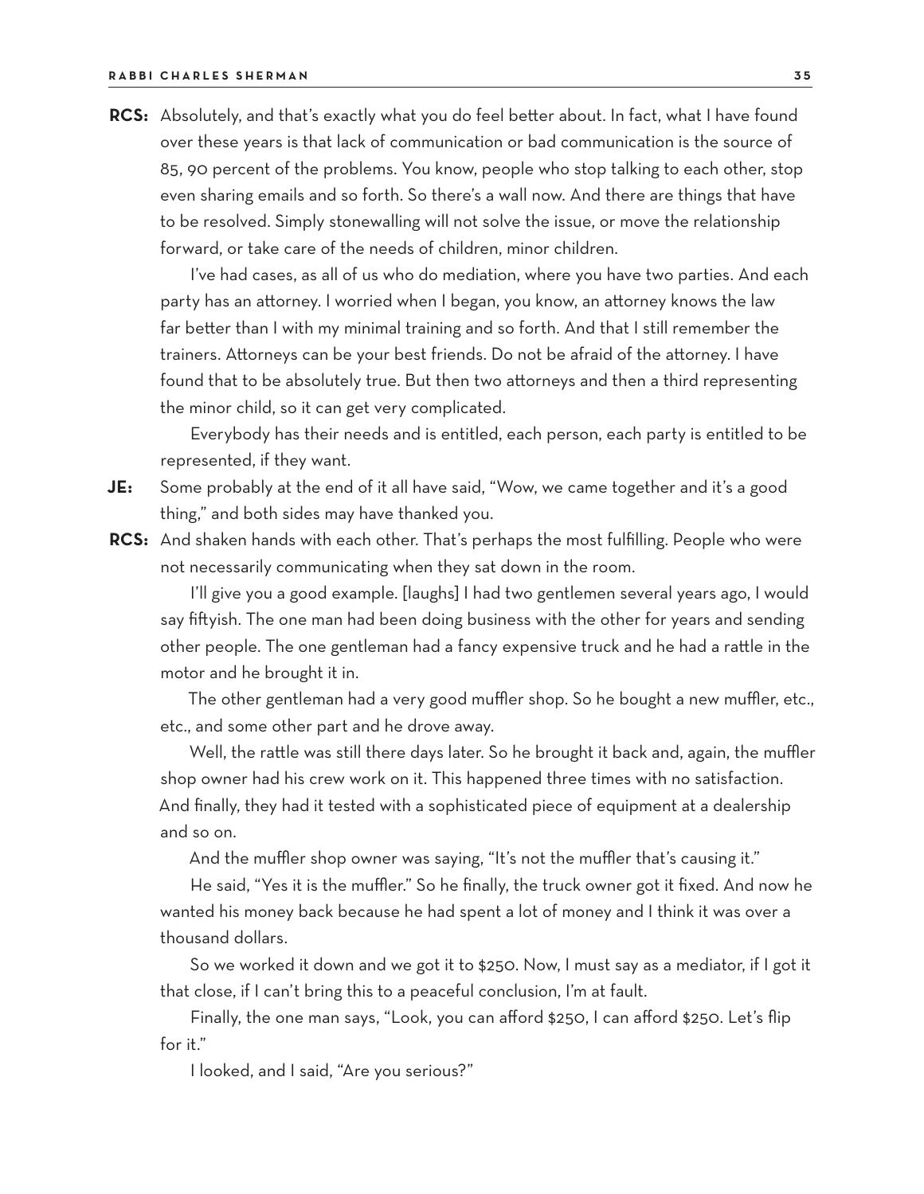**RCS:** Absolutely, and that's exactly what you do feel better about. In fact, what I have found over these years is that lack of communication or bad communication is the source of 85, 90 percent of the problems. You know, people who stop talking to each other, stop even sharing emails and so forth. So there's a wall now. And there are things that have to be resolved. Simply stonewalling will not solve the issue, or move the relationship forward, or take care of the needs of children, minor children.

I've had cases, as all of us who do mediation, where you have two parties. And each party has an attorney. I worried when I began, you know, an attorney knows the law far better than I with my minimal training and so forth. And that I still remember the trainers. Attorneys can be your best friends. Do not be afraid of the attorney. I have found that to be absolutely true. But then two attorneys and then a third representing the minor child, so it can get very complicated.

Everybody has their needs and is entitled, each person, each party is entitled to be represented, if they want.

**JE:** Some probably at the end of it all have said, "Wow, we came together and it's a good thing," and both sides may have thanked you.

**RCS:** And shaken hands with each other. That's perhaps the most fulfilling. People who were not necessarily communicating when they sat down in the room.

I'll give you a good example. [laughs] I had two gentlemen several years ago, I would say fiftyish. The one man had been doing business with the other for years and sending other people. The one gentleman had a fancy expensive truck and he had a rattle in the motor and he brought it in.

The other gentleman had a very good muffler shop. So he bought a new muffler, etc., etc., and some other part and he drove away.

Well, the rattle was still there days later. So he brought it back and, again, the muffler shop owner had his crew work on it. This happened three times with no satisfaction. And finally, they had it tested with a sophisticated piece of equipment at a dealership and so on.

And the muffler shop owner was saying, "It's not the muffler that's causing it."

He said, "Yes it is the muffler." So he finally, the truck owner got it fixed. And now he wanted his money back because he had spent a lot of money and I think it was over a thousand dollars.

So we worked it down and we got it to $250. Now, I must say as a mediator, if I got it that close, if I can't bring this to a peaceful conclusion, I'm at fault.

Finally, the one man says, "Look, you can afford $250, I can afford $250. Let's flip for it."

I looked, and I said, "Are you serious?"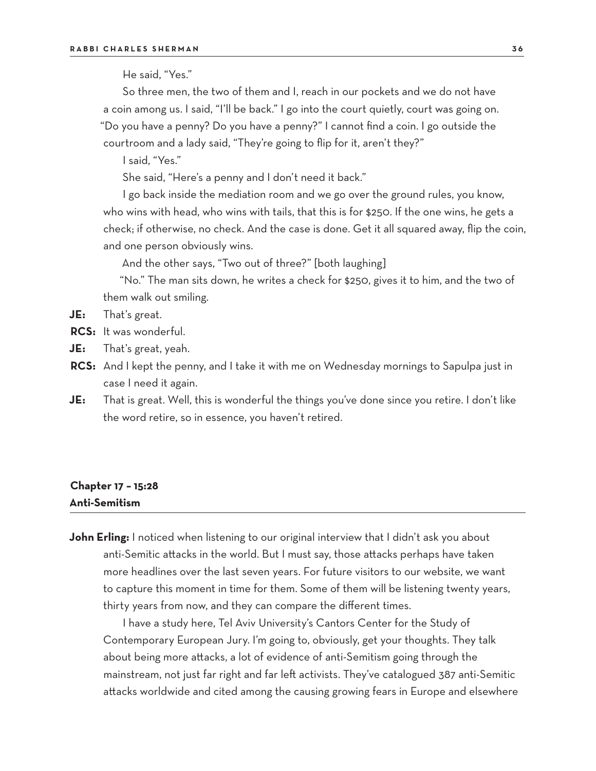He said, "Yes."

So three men, the two of them and I, reach in our pockets and we do not have a coin among us. I said, "I'll be back." I go into the court quietly, court was going on. "Do you have a penny? Do you have a penny?" I cannot find a coin. I go outside the courtroom and a lady said, "They're going to flip for it, aren't they?"

I said, "Yes."

She said, "Here's a penny and I don't need it back."

I go back inside the mediation room and we go over the ground rules, you know, who wins with head, who wins with tails, that this is for $250. If the one wins, he gets a check; if otherwise, no check. And the case is done. Get it all squared away, flip the coin, and one person obviously wins.

And the other says, "Two out of three?" [both laughing]

"No." The man sits down, he writes a check for $250, gives it to him, and the two of them walk out smiling.

**JE:** That's great.

**RCS:** It was wonderful.

**JE:** That's great, yeah.

**RCS:** And I kept the penny, and I take it with me on Wednesday mornings to Sapulpa just in case I need it again.

**JE:** That is great. Well, this is wonderful the things you've done since you retire. I don't like the word retire, so in essence, you haven't retired.

## Chapter 17 – 15:28
## Anti-Semitism

**John Erling:** I noticed when listening to our original interview that I didn't ask you about anti-Semitic attacks in the world. But I must say, those attacks perhaps have taken more headlines over the last seven years. For future visitors to our website, we want to capture this moment in time for them. Some of them will be listening twenty years, thirty years from now, and they can compare the different times.

I have a study here, Tel Aviv University's Cantors Center for the Study of Contemporary European Jury. I'm going to, obviously, get your thoughts. They talk about being more attacks, a lot of evidence of anti-Semitism going through the mainstream, not just far right and far left activists. They've catalogued 387 anti-Semitic attacks worldwide and cited among the causing growing fears in Europe and elsewhere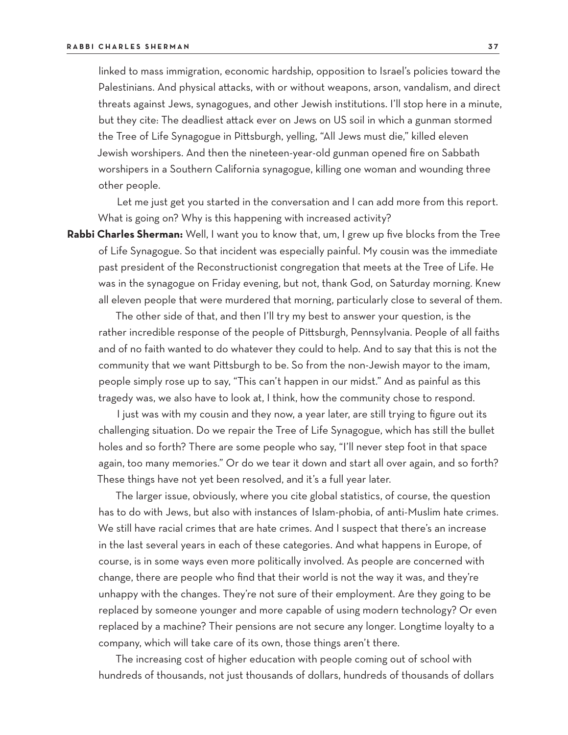linked to mass immigration, economic hardship, opposition to Israel's policies toward the Palestinians. And physical attacks, with or without weapons, arson, vandalism, and direct threats against Jews, synagogues, and other Jewish institutions. I'll stop here in a minute, but they cite: The deadliest attack ever on Jews on US soil in which a gunman stormed the Tree of Life Synagogue in Pittsburgh, yelling, "All Jews must die," killed eleven Jewish worshipers. And then the nineteen-year-old gunman opened fire on Sabbath worshipers in a Southern California synagogue, killing one woman and wounding three other people.

Let me just get you started in the conversation and I can add more from this report. What is going on? Why is this happening with increased activity?

**Rabbi Charles Sherman:** Well, I want you to know that, um, I grew up five blocks from the Tree of Life Synagogue. So that incident was especially painful. My cousin was the immediate past president of the Reconstructionist congregation that meets at the Tree of Life. He was in the synagogue on Friday evening, but not, thank God, on Saturday morning. Knew all eleven people that were murdered that morning, particularly close to several of them.

The other side of that, and then I'll try my best to answer your question, is the rather incredible response of the people of Pittsburgh, Pennsylvania. People of all faiths and of no faith wanted to do whatever they could to help. And to say that this is not the community that we want Pittsburgh to be. So from the non-Jewish mayor to the imam, people simply rose up to say, "This can't happen in our midst." And as painful as this tragedy was, we also have to look at, I think, how the community chose to respond.

I just was with my cousin and they now, a year later, are still trying to figure out its challenging situation. Do we repair the Tree of Life Synagogue, which has still the bullet holes and so forth? There are some people who say, "I'll never step foot in that space again, too many memories." Or do we tear it down and start all over again, and so forth? These things have not yet been resolved, and it's a full year later.

The larger issue, obviously, where you cite global statistics, of course, the question has to do with Jews, but also with instances of Islam-phobia, of anti-Muslim hate crimes. We still have racial crimes that are hate crimes. And I suspect that there's an increase in the last several years in each of these categories. And what happens in Europe, of course, is in some ways even more politically involved. As people are concerned with change, there are people who find that their world is not the way it was, and they're unhappy with the changes. They're not sure of their employment. Are they going to be replaced by someone younger and more capable of using modern technology? Or even replaced by a machine? Their pensions are not secure any longer. Longtime loyalty to a company, which will take care of its own, those things aren't there.

The increasing cost of higher education with people coming out of school with hundreds of thousands, not just thousands of dollars, hundreds of thousands of dollars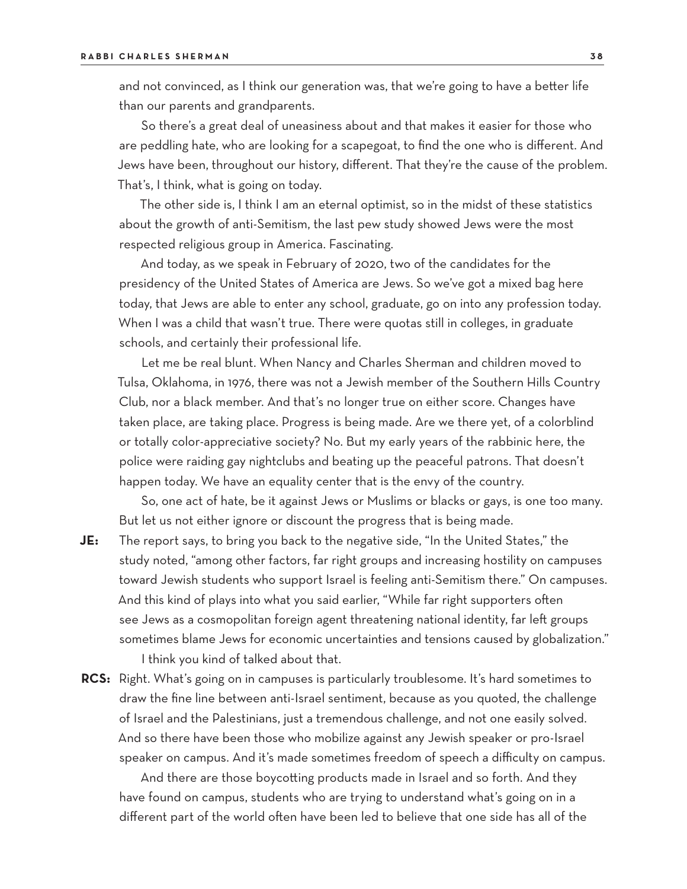and not convinced, as I think our generation was, that we're going to have a better life than our parents and grandparents.

So there's a great deal of uneasiness about and that makes it easier for those who are peddling hate, who are looking for a scapegoat, to find the one who is different. And Jews have been, throughout our history, different. That they're the cause of the problem. That's, I think, what is going on today.

The other side is, I think I am an eternal optimist, so in the midst of these statistics about the growth of anti-Semitism, the last pew study showed Jews were the most respected religious group in America. Fascinating.

And today, as we speak in February of 2020, two of the candidates for the presidency of the United States of America are Jews. So we've got a mixed bag here today, that Jews are able to enter any school, graduate, go on into any profession today. When I was a child that wasn't true. There were quotas still in colleges, in graduate schools, and certainly their professional life.

Let me be real blunt. When Nancy and Charles Sherman and children moved to Tulsa, Oklahoma, in 1976, there was not a Jewish member of the Southern Hills Country Club, nor a black member. And that's no longer true on either score. Changes have taken place, are taking place. Progress is being made. Are we there yet, of a colorblind or totally color-appreciative society? No. But my early years of the rabbinic here, the police were raiding gay nightclubs and beating up the peaceful patrons. That doesn't happen today. We have an equality center that is the envy of the country.

So, one act of hate, be it against Jews or Muslims or blacks or gays, is one too many. But let us not either ignore or discount the progress that is being made.

**JE:** The report says, to bring you back to the negative side, "In the United States," the study noted, "among other factors, far right groups and increasing hostility on campuses toward Jewish students who support Israel is feeling anti-Semitism there." On campuses. And this kind of plays into what you said earlier, "While far right supporters often see Jews as a cosmopolitan foreign agent threatening national identity, far left groups sometimes blame Jews for economic uncertainties and tensions caused by globalization."

I think you kind of talked about that.

**RCS:** Right. What's going on in campuses is particularly troublesome. It's hard sometimes to draw the fine line between anti-Israel sentiment, because as you quoted, the challenge of Israel and the Palestinians, just a tremendous challenge, and not one easily solved. And so there have been those who mobilize against any Jewish speaker or pro-Israel speaker on campus. And it's made sometimes freedom of speech a difficulty on campus.

And there are those boycotting products made in Israel and so forth. And they have found on campus, students who are trying to understand what's going on in a different part of the world often have been led to believe that one side has all of the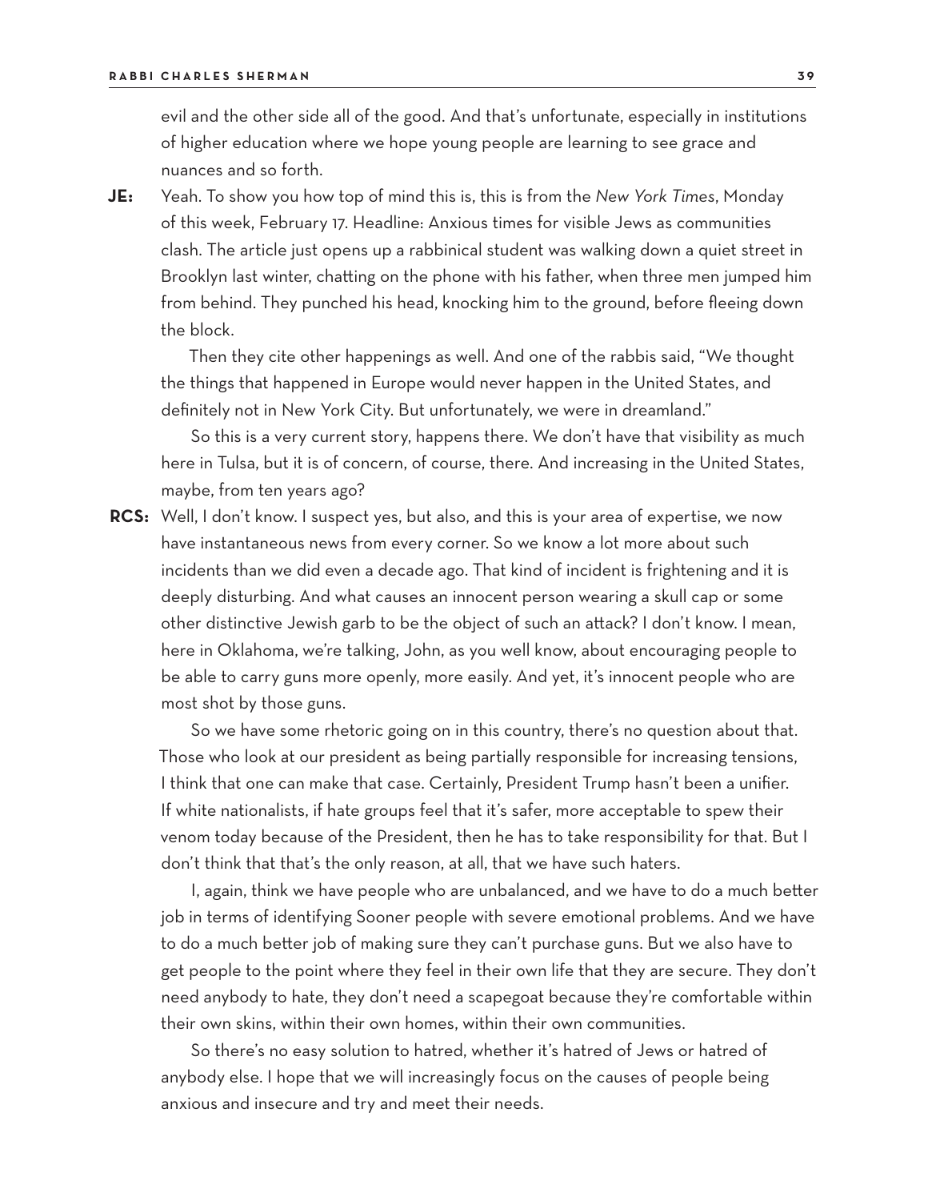evil and the other side all of the good. And that's unfortunate, especially in institutions of higher education where we hope young people are learning to see grace and nuances and so forth.

**JE:** Yeah. To show you how top of mind this is, this is from the *New York Times*, Monday of this week, February 17. Headline: Anxious times for visible Jews as communities clash. The article just opens up a rabbinical student was walking down a quiet street in Brooklyn last winter, chatting on the phone with his father, when three men jumped him from behind. They punched his head, knocking him to the ground, before fleeing down the block.

Then they cite other happenings as well. And one of the rabbis said, "We thought the things that happened in Europe would never happen in the United States, and definitely not in New York City. But unfortunately, we were in dreamland."

So this is a very current story, happens there. We don't have that visibility as much here in Tulsa, but it is of concern, of course, there. And increasing in the United States, maybe, from ten years ago?

**RCS:** Well, I don't know. I suspect yes, but also, and this is your area of expertise, we now have instantaneous news from every corner. So we know a lot more about such incidents than we did even a decade ago. That kind of incident is frightening and it is deeply disturbing. And what causes an innocent person wearing a skull cap or some other distinctive Jewish garb to be the object of such an attack? I don't know. I mean, here in Oklahoma, we're talking, John, as you well know, about encouraging people to be able to carry guns more openly, more easily. And yet, it's innocent people who are most shot by those guns.

So we have some rhetoric going on in this country, there's no question about that. Those who look at our president as being partially responsible for increasing tensions, I think that one can make that case. Certainly, President Trump hasn't been a unifier. If white nationalists, if hate groups feel that it's safer, more acceptable to spew their venom today because of the President, then he has to take responsibility for that. But I don't think that that's the only reason, at all, that we have such haters.

I, again, think we have people who are unbalanced, and we have to do a much better job in terms of identifying Sooner people with severe emotional problems. And we have to do a much better job of making sure they can't purchase guns. But we also have to get people to the point where they feel in their own life that they are secure. They don't need anybody to hate, they don't need a scapegoat because they're comfortable within their own skins, within their own homes, within their own communities.

So there's no easy solution to hatred, whether it's hatred of Jews or hatred of anybody else. I hope that we will increasingly focus on the causes of people being anxious and insecure and try and meet their needs.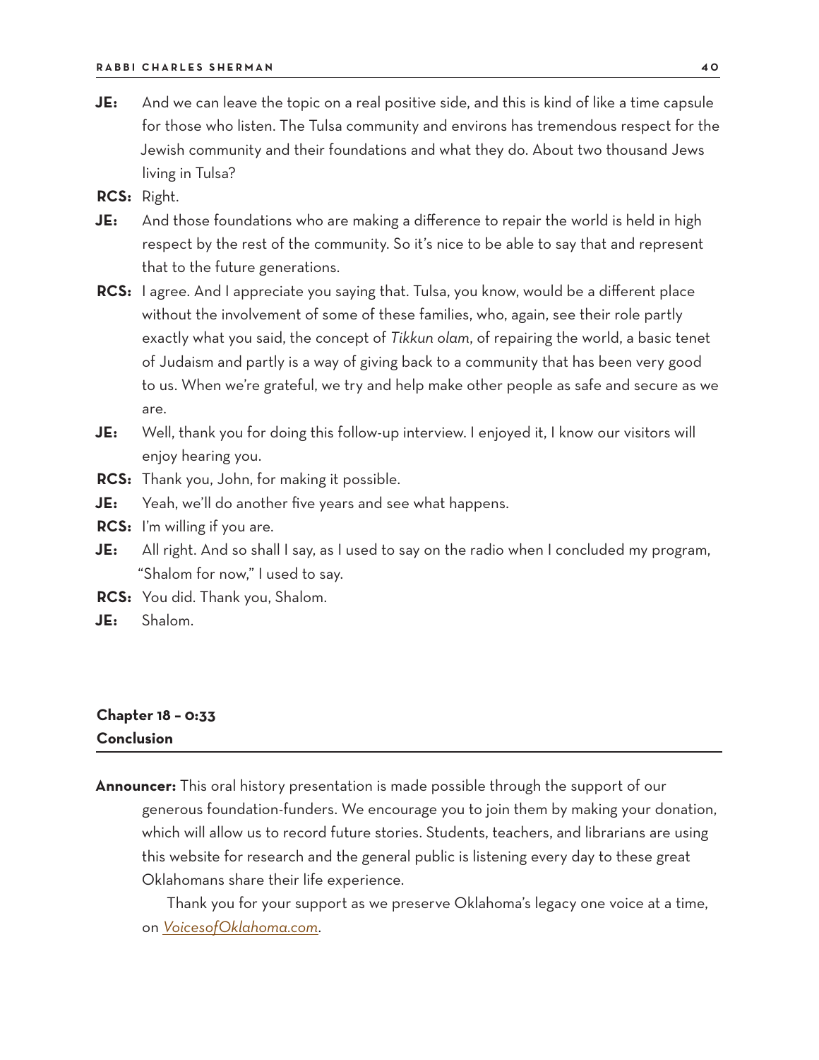**JE:** And we can leave the topic on a real positive side, and this is kind of like a time capsule for those who listen. The Tulsa community and environs has tremendous respect for the Jewish community and their foundations and what they do. About two thousand Jews living in Tulsa?

**RCS:** Right.

**JE:** And those foundations who are making a difference to repair the world is held in high respect by the rest of the community. So it's nice to be able to say that and represent that to the future generations.

**RCS:** I agree. And I appreciate you saying that. Tulsa, you know, would be a different place without the involvement of some of these families, who, again, see their role partly exactly what you said, the concept of *Tikkun olam*, of repairing the world, a basic tenet of Judaism and partly is a way of giving back to a community that has been very good to us. When we're grateful, we try and help make other people as safe and secure as we are.

**JE:** Well, thank you for doing this follow-up interview. I enjoyed it, I know our visitors will enjoy hearing you.

**RCS:** Thank you, John, for making it possible.

**JE:** Yeah, we'll do another five years and see what happens.

**RCS:** I'm willing if you are.

**JE:** All right. And so shall I say, as I used to say on the radio when I concluded my program, "Shalom for now," I used to say.

**RCS:** You did. Thank you, Shalom.

**JE:** Shalom.

## Chapter 18 – 0:33
## Conclusion

**Announcer:** This oral history presentation is made possible through the support of our generous foundation-funders. We encourage you to join them by making your donation, which will allow us to record future stories. Students, teachers, and librarians are using this website for research and the general public is listening every day to these great Oklahomans share their life experience.

Thank you for your support as we preserve Oklahoma's legacy one voice at a time, on *VoicesofOklahoma.com*.